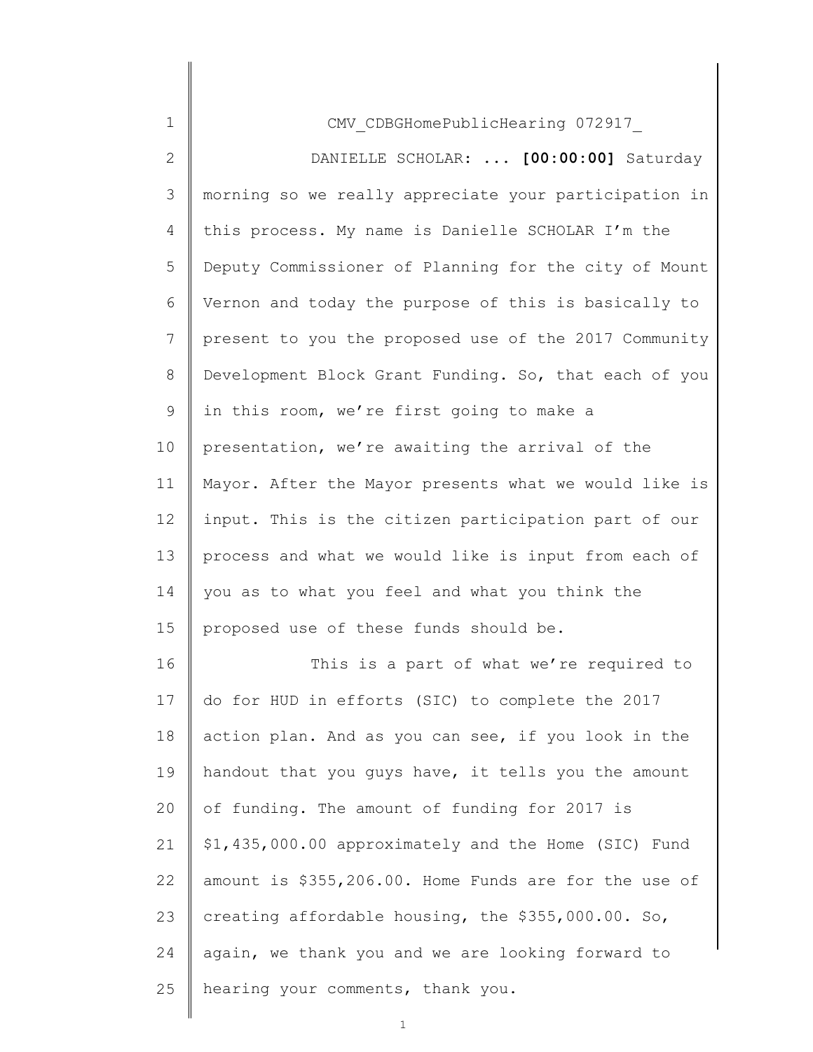CMV_CDBGHomePublicHearing 072917_

DANIELLE SCHOLAR: ... **[00:00:00]** Saturday morning so we really appreciate your participation in this process. My name is Danielle SCHOLAR I'm the Deputy Commissioner of Planning for the city of Mount Vernon and today the purpose of this is basically to present to you the proposed use of the 2017 Community Development Block Grant Funding. So, that each of you in this room, we're first going to make a presentation, we're awaiting the arrival of the Mayor. After the Mayor presents what we would like is input. This is the citizen participation part of our process and what we would like is input from each of you as to what you feel and what you think the proposed use of these funds should be.

This is a part of what we're required to do for HUD in efforts (SIC) to complete the 2017 action plan. And as you can see, if you look in the handout that you guys have, it tells you the amount of funding. The amount of funding for 2017 is $1,435,000.00 approximately and the Home (SIC) Fund amount is $355,206.00. Home Funds are for the use of creating affordable housing, the $355,000.00. So, again, we thank you and we are looking forward to hearing your comments, thank you.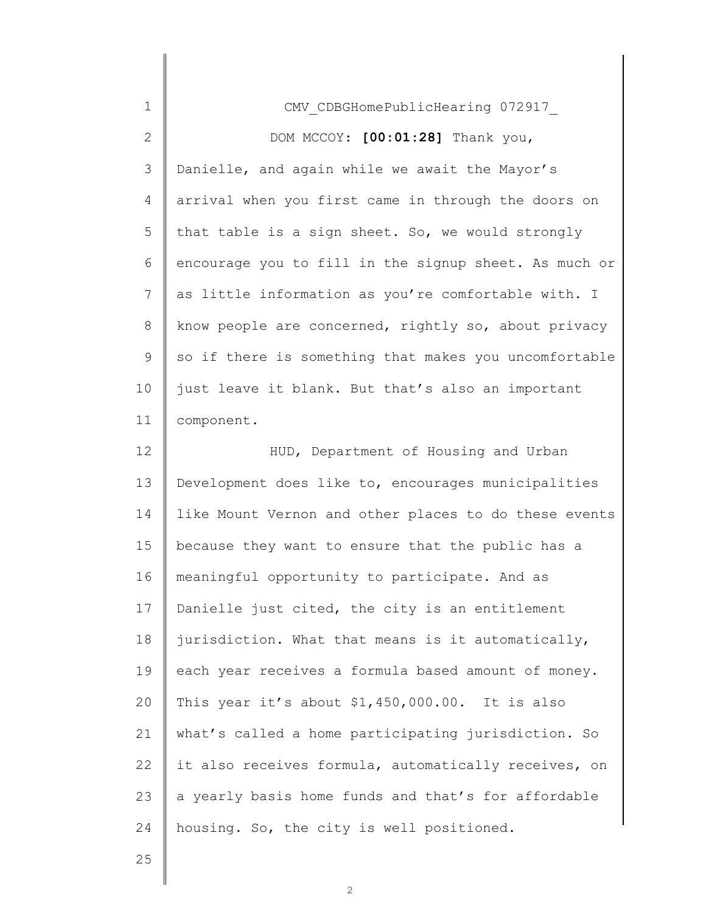CMV_CDBGHomePublicHearing 072917_

DOM MCCOY: **[00:01:28]** Thank you, Danielle, and again while we await the Mayor's arrival when you first came in through the doors on that table is a sign sheet. So, we would strongly encourage you to fill in the signup sheet. As much or as little information as you're comfortable with. I know people are concerned, rightly so, about privacy so if there is something that makes you uncomfortable just leave it blank. But that's also an important component.

HUD, Department of Housing and Urban Development does like to, encourages municipalities like Mount Vernon and other places to do these events because they want to ensure that the public has a meaningful opportunity to participate. And as Danielle just cited, the city is an entitlement jurisdiction. What that means is it automatically, each year receives a formula based amount of money. This year it's about $1,450,000.00. It is also what's called a home participating jurisdiction. So it also receives formula, automatically receives, on a yearly basis home funds and that's for affordable housing. So, the city is well positioned.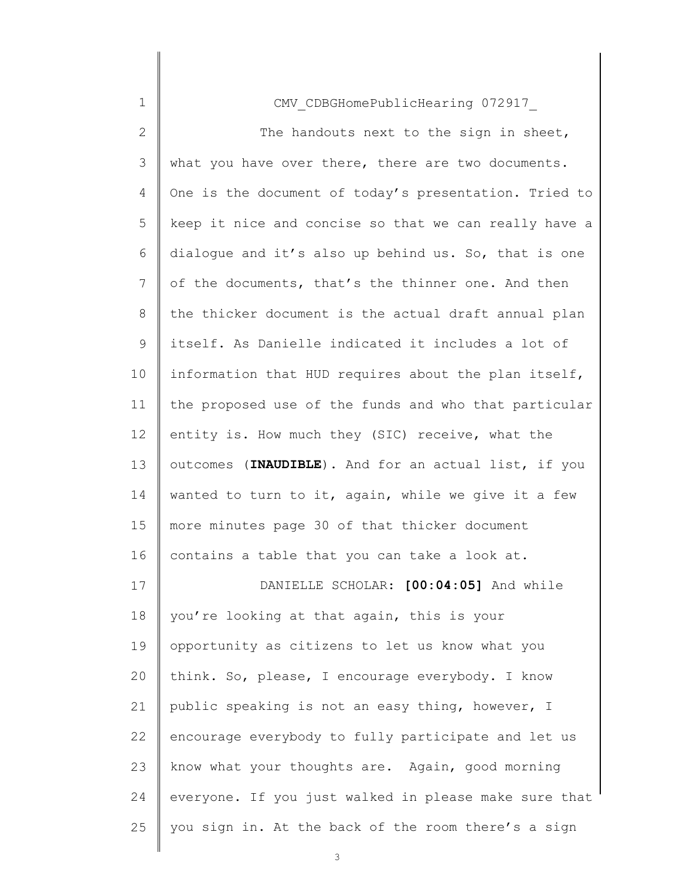CMV_CDBGHomePublicHearing 072917_

The handouts next to the sign in sheet, what you have over there, there are two documents. One is the document of today's presentation. Tried to keep it nice and concise so that we can really have a dialogue and it's also up behind us. So, that is one of the documents, that's the thinner one. And then the thicker document is the actual draft annual plan itself. As Danielle indicated it includes a lot of information that HUD requires about the plan itself, the proposed use of the funds and who that particular entity is. How much they (SIC) receive, what the outcomes (**INAUDIBLE**). And for an actual list, if you wanted to turn to it, again, while we give it a few more minutes page 30 of that thicker document contains a table that you can take a look at.

DANIELLE SCHOLAR: **[00:04:05]** And while you're looking at that again, this is your opportunity as citizens to let us know what you think. So, please, I encourage everybody. I know public speaking is not an easy thing, however, I encourage everybody to fully participate and let us know what your thoughts are. Again, good morning everyone. If you just walked in please make sure that you sign in. At the back of the room there's a sign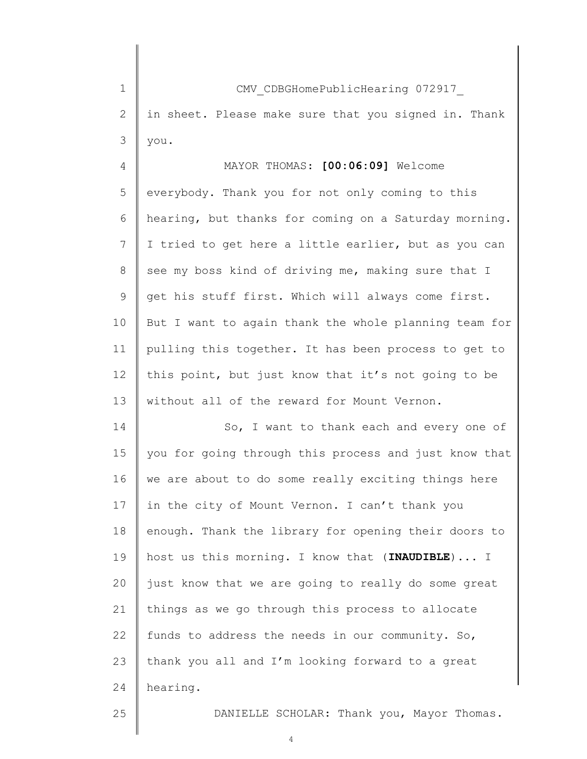in sheet. Please make sure that you signed in. Thank you.

MAYOR THOMAS: **[00:06:09]** Welcome everybody. Thank you for not only coming to this hearing, but thanks for coming on a Saturday morning. I tried to get here a little earlier, but as you can see my boss kind of driving me, making sure that I get his stuff first. Which will always come first. But I want to again thank the whole planning team for pulling this together. It has been process to get to this point, but just know that it's not going to be without all of the reward for Mount Vernon.

So, I want to thank each and every one of you for going through this process and just know that we are about to do some really exciting things here in the city of Mount Vernon. I can't thank you enough. Thank the library for opening their doors to host us this morning. I know that (**INAUDIBLE**)... I just know that we are going to really do some great things as we go through this process to allocate funds to address the needs in our community. So, thank you all and I'm looking forward to a great hearing.

DANIELLE SCHOLAR: Thank you, Mayor Thomas.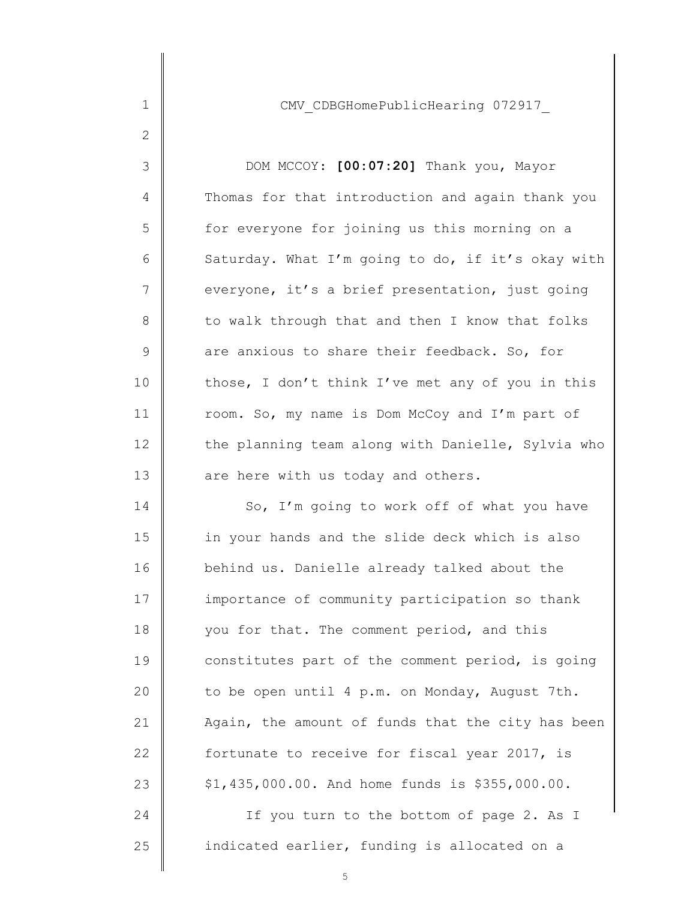DOM MCCOY: **[00:07:20]** Thank you, Mayor Thomas for that introduction and again thank you for everyone for joining us this morning on a Saturday. What I'm going to do, if it's okay with everyone, it's a brief presentation, just going to walk through that and then I know that folks are anxious to share their feedback. So, for those, I don't think I've met any of you in this room. So, my name is Dom McCoy and I'm part of the planning team along with Danielle, Sylvia who are here with us today and others.

So, I'm going to work off of what you have in your hands and the slide deck which is also behind us. Danielle already talked about the importance of community participation so thank you for that. The comment period, and this constitutes part of the comment period, is going to be open until 4 p.m. on Monday, August 7th. Again, the amount of funds that the city has been fortunate to receive for fiscal year 2017, is $1,435,000.00. And home funds is $355,000.00.

If you turn to the bottom of page 2. As I indicated earlier, funding is allocated on a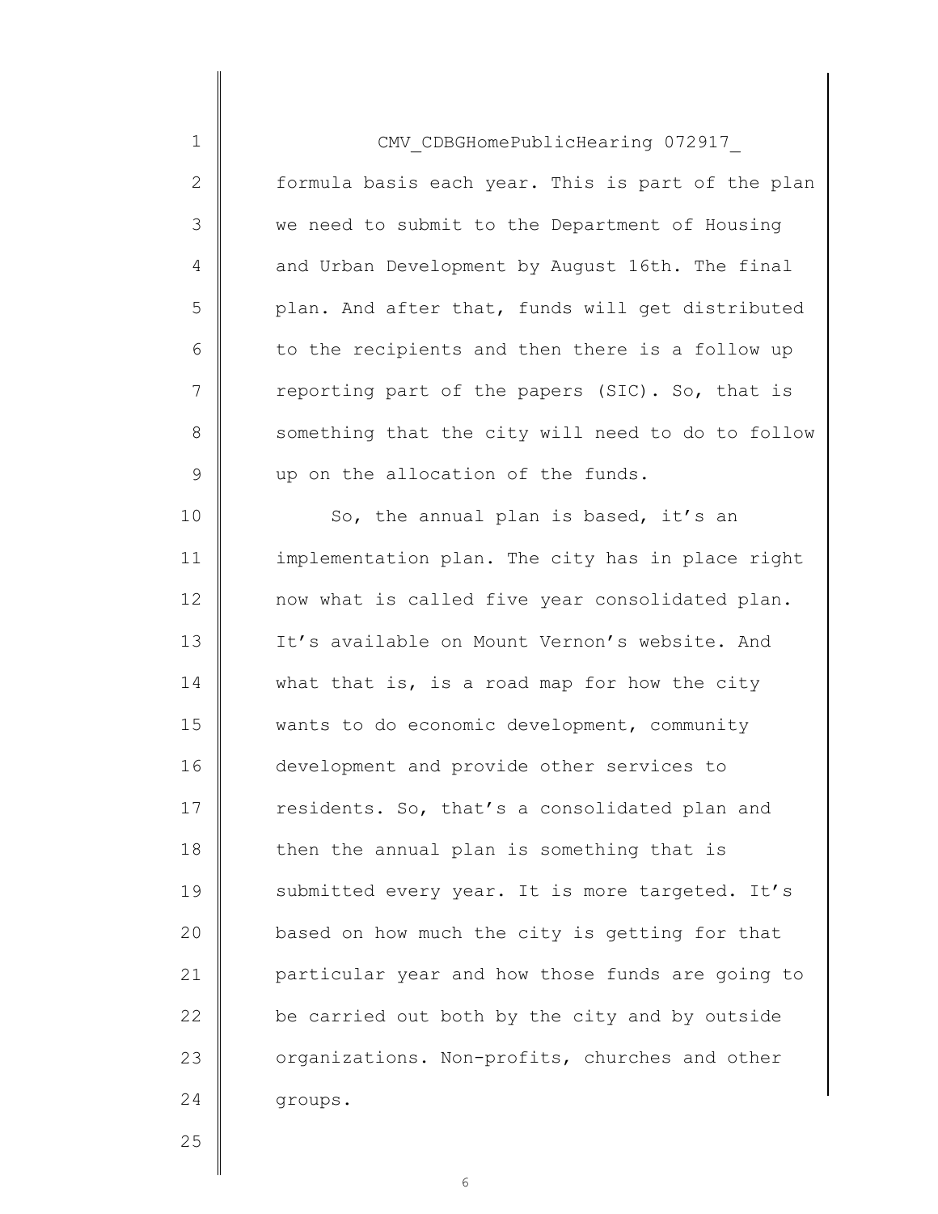formula basis each year. This is part of the plan we need to submit to the Department of Housing and Urban Development by August 16th. The final plan. And after that, funds will get distributed to the recipients and then there is a follow up reporting part of the papers (SIC). So, that is something that the city will need to do to follow up on the allocation of the funds.

So, the annual plan is based, it's an implementation plan. The city has in place right now what is called five year consolidated plan. It's available on Mount Vernon's website. And what that is, is a road map for how the city wants to do economic development, community development and provide other services to residents. So, that's a consolidated plan and then the annual plan is something that is submitted every year. It is more targeted. It's based on how much the city is getting for that particular year and how those funds are going to be carried out both by the city and by outside organizations. Non-profits, churches and other groups.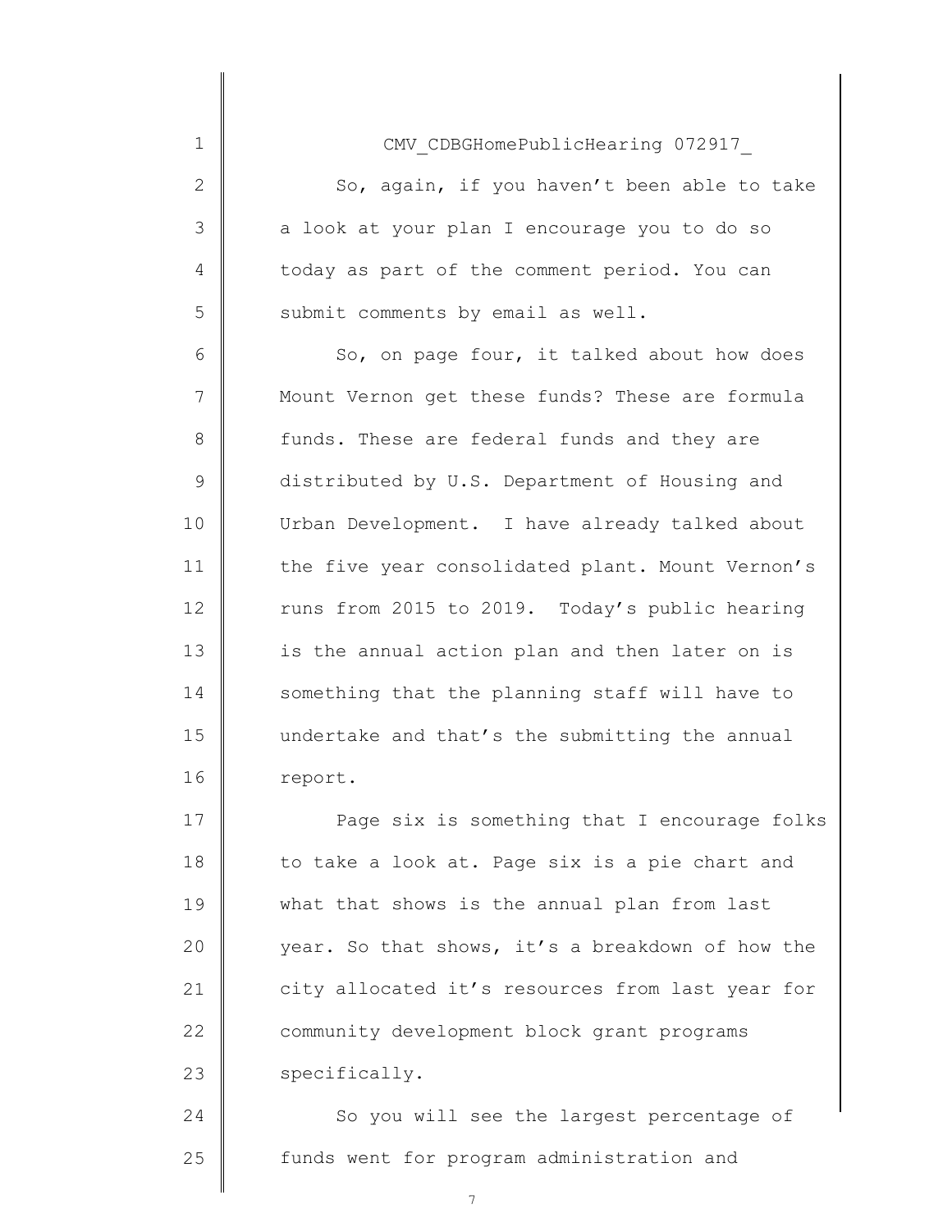CMV_CDBGHomePublicHearing 072917_

So, again, if you haven't been able to take a look at your plan I encourage you to do so today as part of the comment period. You can submit comments by email as well.

So, on page four, it talked about how does Mount Vernon get these funds? These are formula funds. These are federal funds and they are distributed by U.S. Department of Housing and Urban Development. I have already talked about the five year consolidated plant. Mount Vernon's runs from 2015 to 2019. Today's public hearing is the annual action plan and then later on is something that the planning staff will have to undertake and that's the submitting the annual report.

Page six is something that I encourage folks to take a look at. Page six is a pie chart and what that shows is the annual plan from last year. So that shows, it's a breakdown of how the city allocated it's resources from last year for community development block grant programs specifically.

So you will see the largest percentage of funds went for program administration and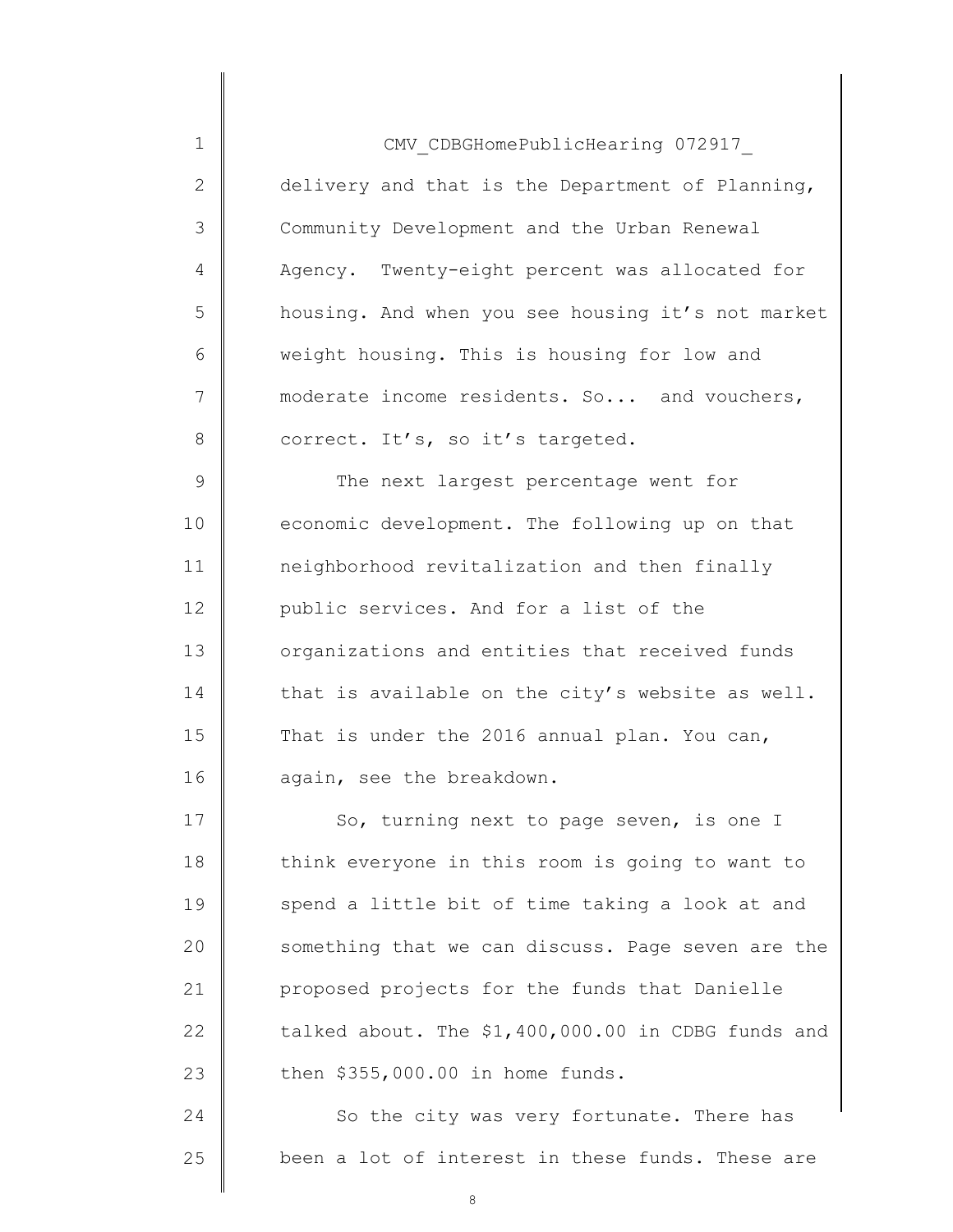delivery and that is the Department of Planning, Community Development and the Urban Renewal Agency. Twenty-eight percent was allocated for housing. And when you see housing it's not market weight housing. This is housing for low and moderate income residents. So... and vouchers, correct. It's, so it's targeted.

The next largest percentage went for economic development. The following up on that neighborhood revitalization and then finally public services. And for a list of the organizations and entities that received funds that is available on the city's website as well. That is under the 2016 annual plan. You can, again, see the breakdown.

So, turning next to page seven, is one I think everyone in this room is going to want to spend a little bit of time taking a look at and something that we can discuss. Page seven are the proposed projects for the funds that Danielle talked about. The $1,400,000.00 in CDBG funds and then $355,000.00 in home funds.

So the city was very fortunate. There has been a lot of interest in these funds. These are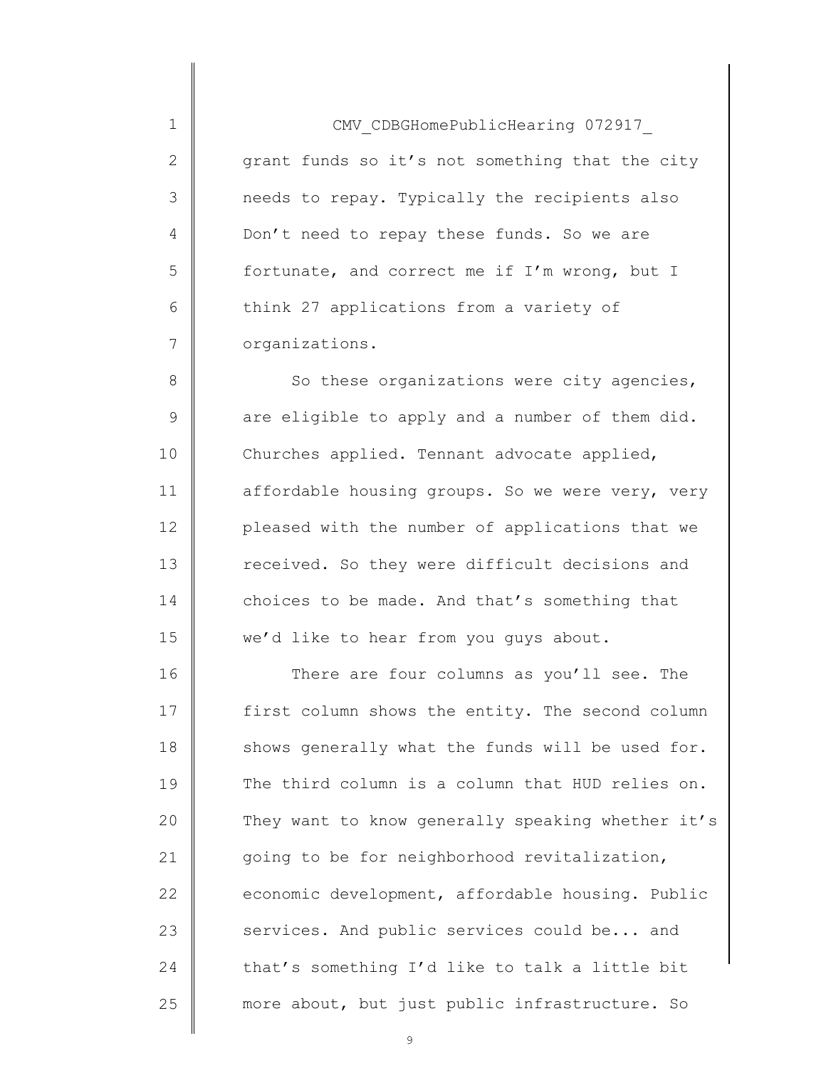grant funds so it's not something that the city needs to repay. Typically the recipients also Don't need to repay these funds. So we are fortunate, and correct me if I'm wrong, but I think 27 applications from a variety of organizations.

So these organizations were city agencies, are eligible to apply and a number of them did. Churches applied. Tennant advocate applied, affordable housing groups. So we were very, very pleased with the number of applications that we received. So they were difficult decisions and choices to be made. And that's something that we'd like to hear from you guys about.

There are four columns as you'll see. The first column shows the entity. The second column shows generally what the funds will be used for. The third column is a column that HUD relies on. They want to know generally speaking whether it's going to be for neighborhood revitalization, economic development, affordable housing. Public services. And public services could be... and that's something I'd like to talk a little bit more about, but just public infrastructure. So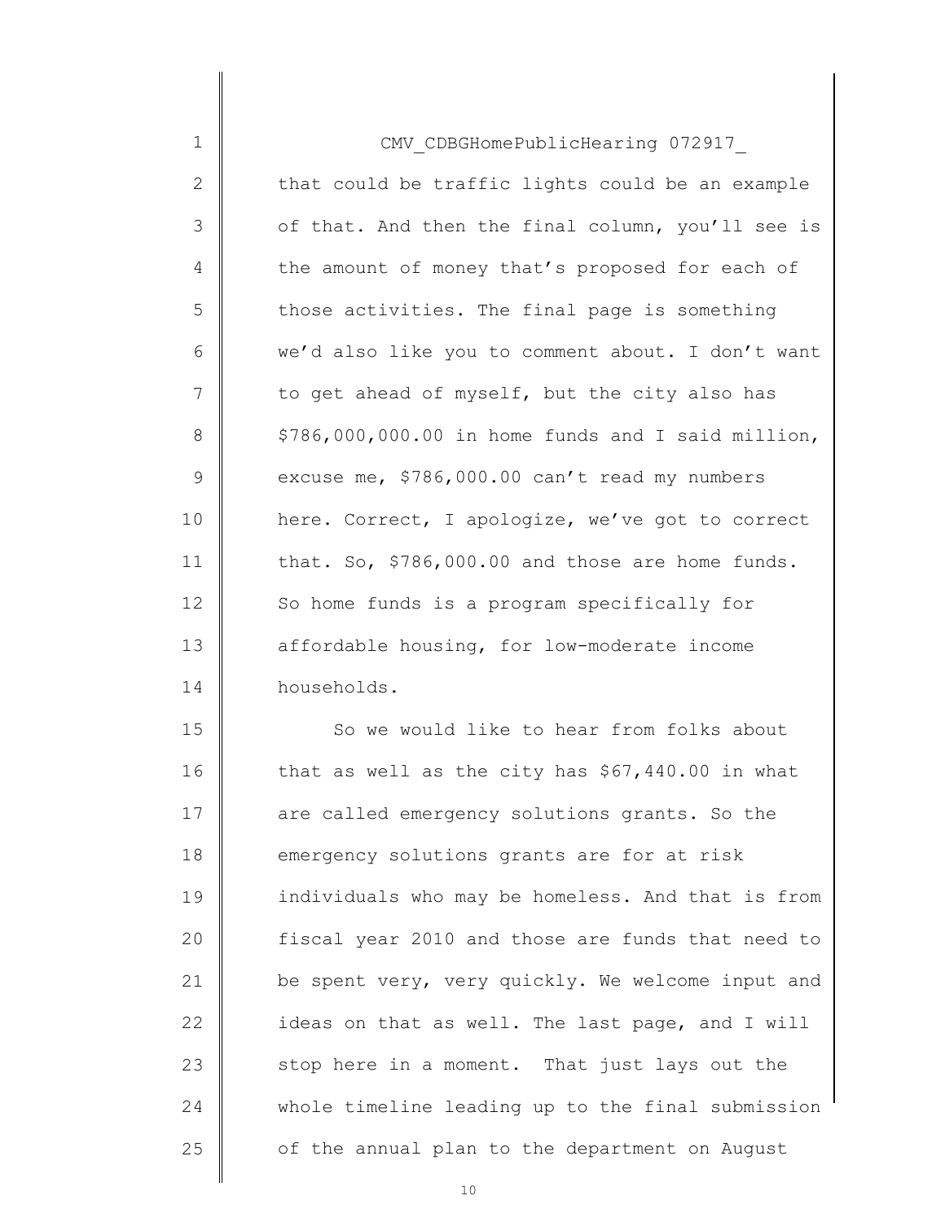that could be traffic lights could be an example of that. And then the final column, you'll see is the amount of money that's proposed for each of those activities. The final page is something we'd also like you to comment about. I don't want to get ahead of myself, but the city also has $786,000,000.00 in home funds and I said million, excuse me, $786,000.00 can't read my numbers here. Correct, I apologize, we've got to correct that. So, $786,000.00 and those are home funds. So home funds is a program specifically for affordable housing, for low-moderate income households.

So we would like to hear from folks about that as well as the city has $67,440.00 in what are called emergency solutions grants. So the emergency solutions grants are for at risk individuals who may be homeless. And that is from fiscal year 2010 and those are funds that need to be spent very, very quickly. We welcome input and ideas on that as well. The last page, and I will stop here in a moment. That just lays out the whole timeline leading up to the final submission of the annual plan to the department on August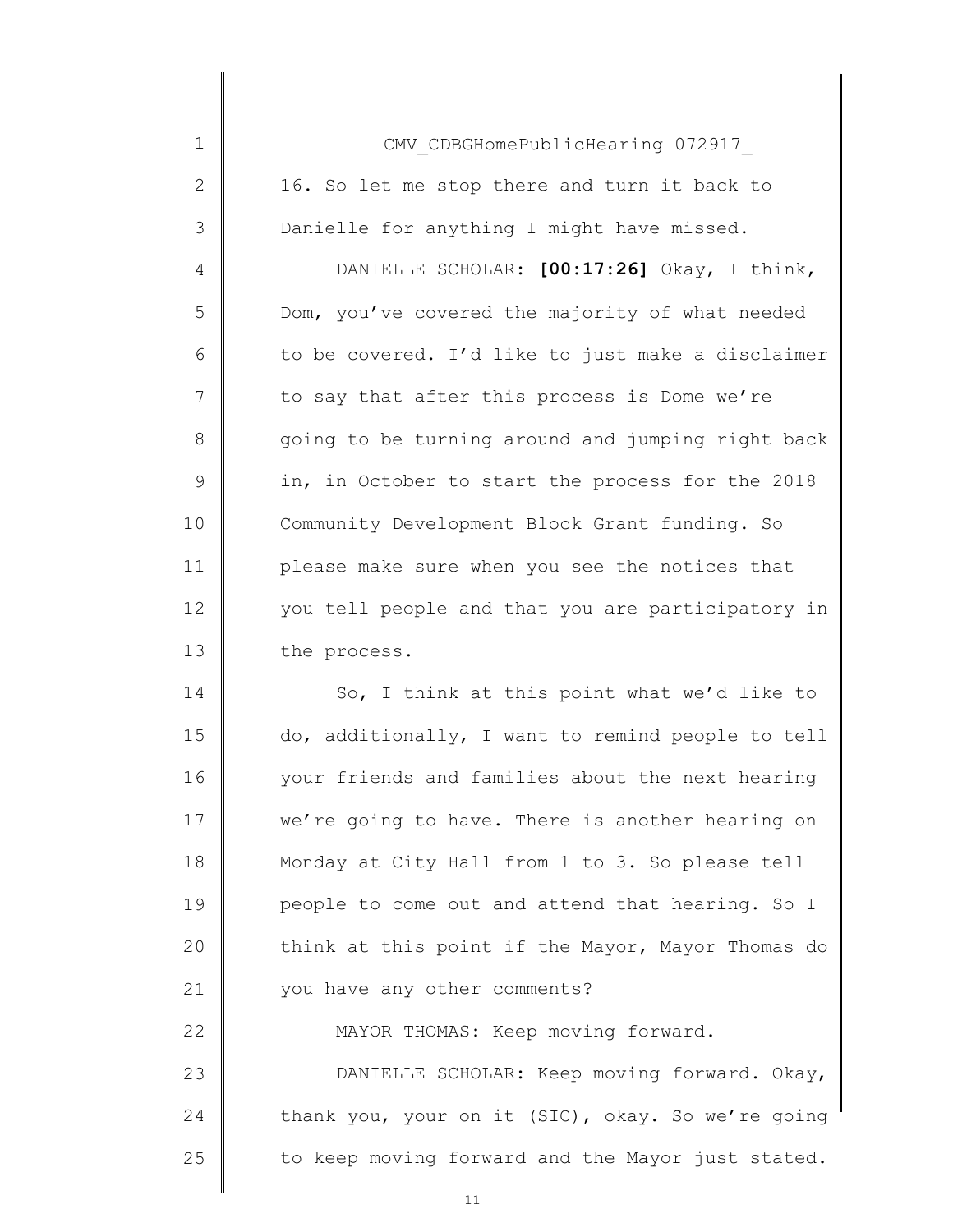CMV_CDBGHomePublicHearing 072917_

16. So let me stop there and turn it back to Danielle for anything I might have missed.

DANIELLE SCHOLAR: **[00:17:26]** Okay, I think, Dom, you've covered the majority of what needed to be covered. I'd like to just make a disclaimer to say that after this process is Dome we're going to be turning around and jumping right back in, in October to start the process for the 2018 Community Development Block Grant funding. So please make sure when you see the notices that you tell people and that you are participatory in the process.

So, I think at this point what we'd like to do, additionally, I want to remind people to tell your friends and families about the next hearing we're going to have. There is another hearing on Monday at City Hall from 1 to 3. So please tell people to come out and attend that hearing. So I think at this point if the Mayor, Mayor Thomas do you have any other comments?

MAYOR THOMAS: Keep moving forward.

DANIELLE SCHOLAR: Keep moving forward. Okay, thank you, your on it (SIC), okay. So we're going to keep moving forward and the Mayor just stated.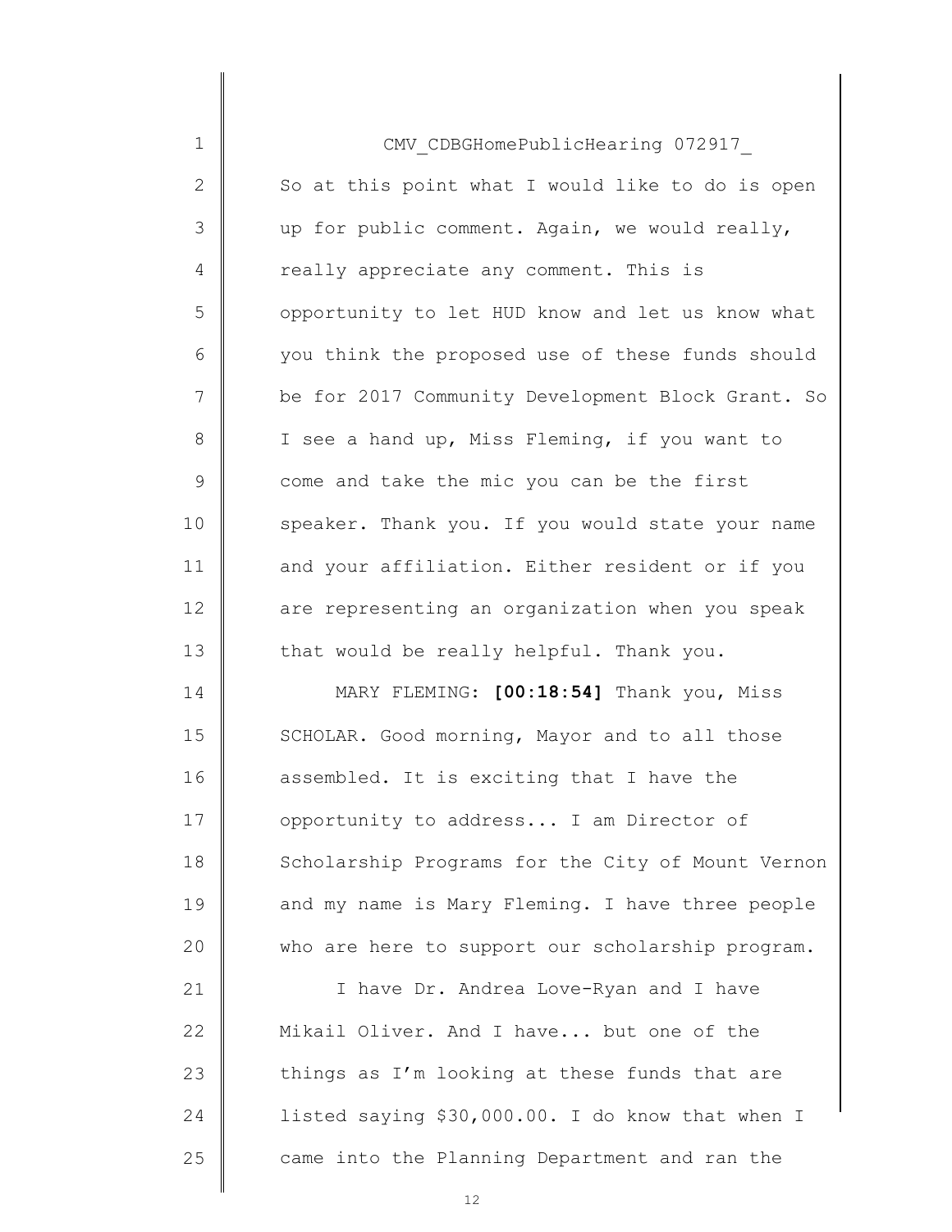So at this point what I would like to do is open up for public comment. Again, we would really, really appreciate any comment. This is opportunity to let HUD know and let us know what you think the proposed use of these funds should be for 2017 Community Development Block Grant. So I see a hand up, Miss Fleming, if you want to come and take the mic you can be the first speaker. Thank you. If you would state your name and your affiliation. Either resident or if you are representing an organization when you speak that would be really helpful. Thank you.

MARY FLEMING: **[00:18:54]** Thank you, Miss SCHOLAR. Good morning, Mayor and to all those assembled. It is exciting that I have the opportunity to address... I am Director of Scholarship Programs for the City of Mount Vernon and my name is Mary Fleming. I have three people who are here to support our scholarship program.

I have Dr. Andrea Love-Ryan and I have Mikail Oliver. And I have... but one of the things as I'm looking at these funds that are listed saying $30,000.00. I do know that when I came into the Planning Department and ran the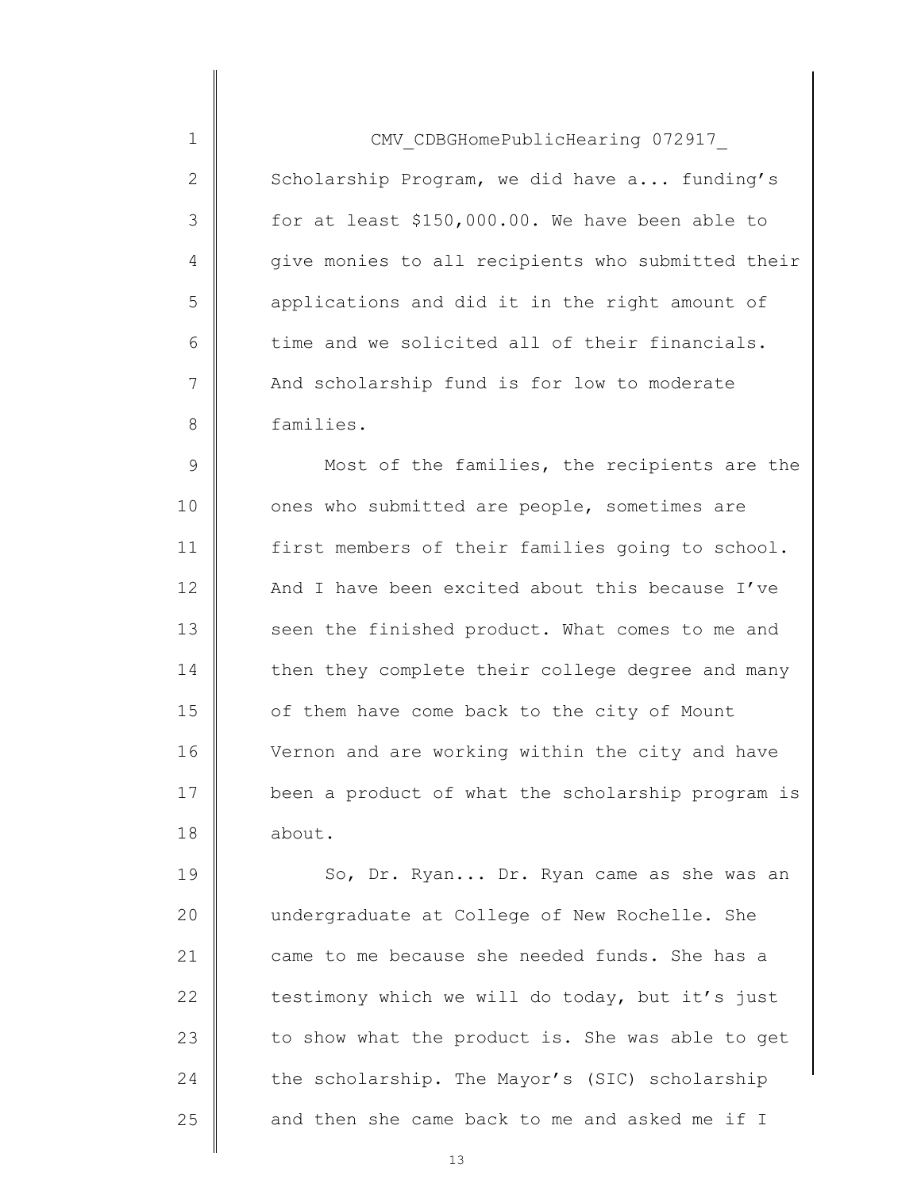Scholarship Program, we did have a... funding's for at least $150,000.00. We have been able to give monies to all recipients who submitted their applications and did it in the right amount of time and we solicited all of their financials. And scholarship fund is for low to moderate families.

Most of the families, the recipients are the ones who submitted are people, sometimes are first members of their families going to school. And I have been excited about this because I've seen the finished product. What comes to me and then they complete their college degree and many of them have come back to the city of Mount Vernon and are working within the city and have been a product of what the scholarship program is about.

So, Dr. Ryan... Dr. Ryan came as she was an undergraduate at College of New Rochelle. She came to me because she needed funds. She has a testimony which we will do today, but it's just to show what the product is. She was able to get the scholarship. The Mayor's (SIC) scholarship and then she came back to me and asked me if I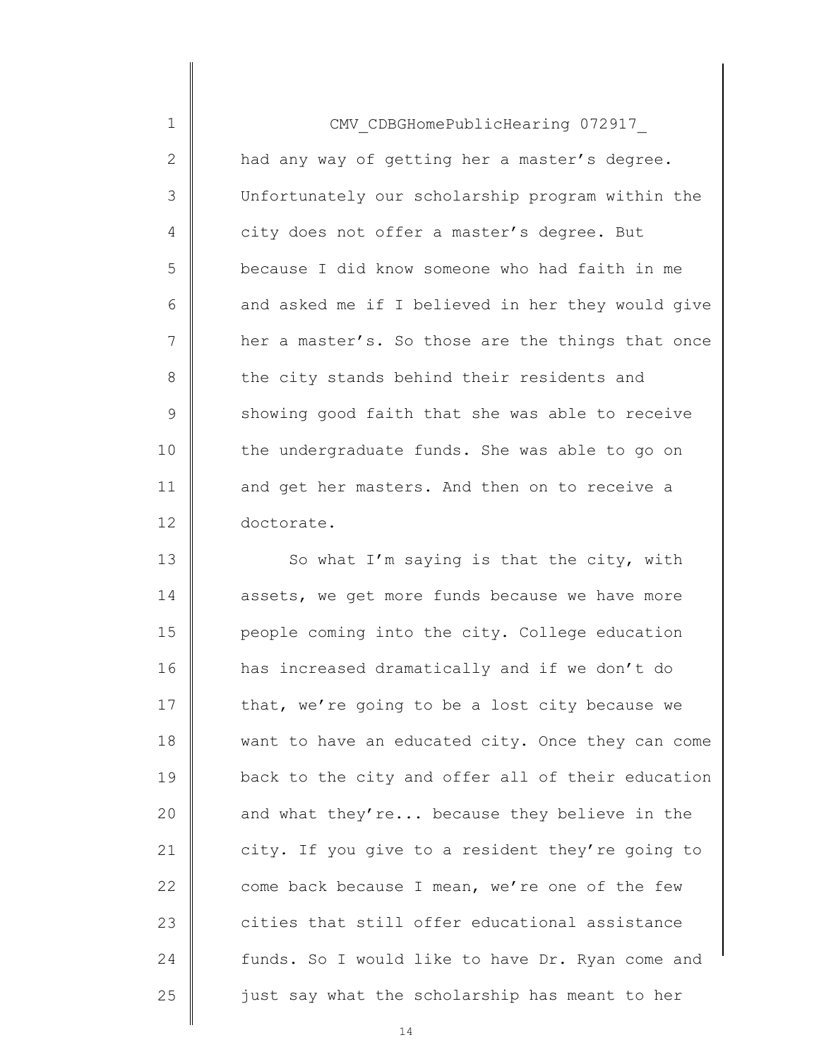had any way of getting her a master's degree. Unfortunately our scholarship program within the city does not offer a master's degree. But because I did know someone who had faith in me and asked me if I believed in her they would give her a master's. So those are the things that once the city stands behind their residents and showing good faith that she was able to receive the undergraduate funds. She was able to go on and get her masters. And then on to receive a doctorate.

So what I'm saying is that the city, with assets, we get more funds because we have more people coming into the city. College education has increased dramatically and if we don't do that, we're going to be a lost city because we want to have an educated city. Once they can come back to the city and offer all of their education and what they're... because they believe in the city. If you give to a resident they're going to come back because I mean, we're one of the few cities that still offer educational assistance funds. So I would like to have Dr. Ryan come and just say what the scholarship has meant to her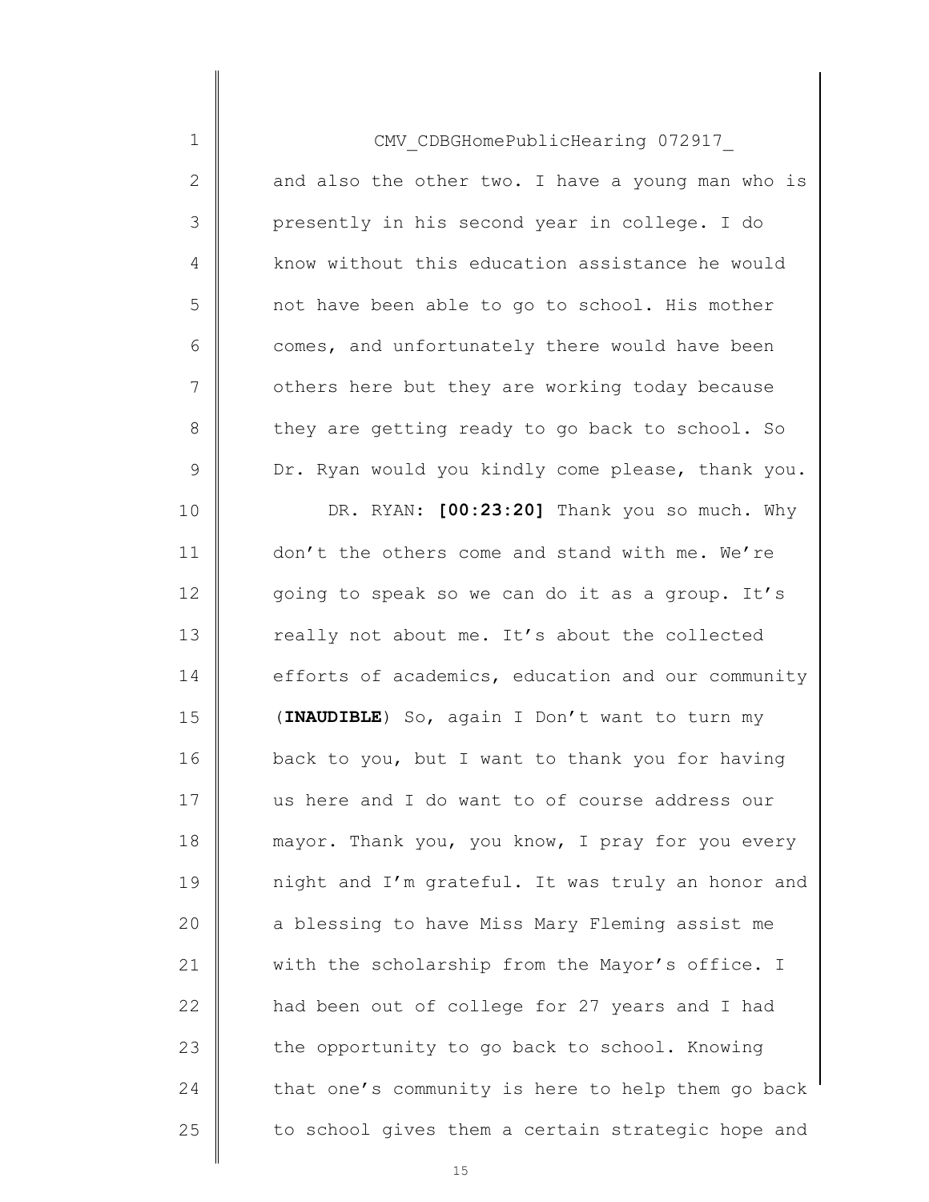and also the other two. I have a young man who is presently in his second year in college. I do know without this education assistance he would not have been able to go to school. His mother comes, and unfortunately there would have been others here but they are working today because they are getting ready to go back to school. So Dr. Ryan would you kindly come please, thank you.

DR. RYAN: **[00:23:20]** Thank you so much. Why don't the others come and stand with me. We're going to speak so we can do it as a group. It's really not about me. It's about the collected efforts of academics, education and our community (**INAUDIBLE**) So, again I Don't want to turn my back to you, but I want to thank you for having us here and I do want to of course address our mayor. Thank you, you know, I pray for you every night and I'm grateful. It was truly an honor and a blessing to have Miss Mary Fleming assist me with the scholarship from the Mayor's office. I had been out of college for 27 years and I had the opportunity to go back to school. Knowing that one's community is here to help them go back to school gives them a certain strategic hope and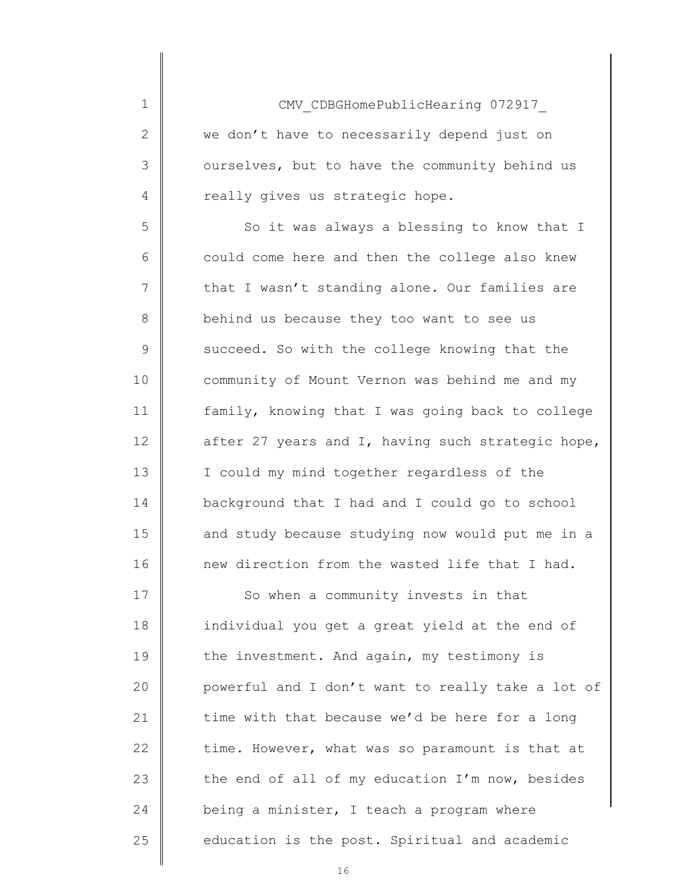we don't have to necessarily depend just on ourselves, but to have the community behind us really gives us strategic hope.

So it was always a blessing to know that I could come here and then the college also knew that I wasn't standing alone. Our families are behind us because they too want to see us succeed. So with the college knowing that the community of Mount Vernon was behind me and my family, knowing that I was going back to college after 27 years and I, having such strategic hope, I could my mind together regardless of the background that I had and I could go to school and study because studying now would put me in a new direction from the wasted life that I had.

So when a community invests in that individual you get a great yield at the end of the investment. And again, my testimony is powerful and I don't want to really take a lot of time with that because we'd be here for a long time. However, what was so paramount is that at the end of all of my education I'm now, besides being a minister, I teach a program where education is the post. Spiritual and academic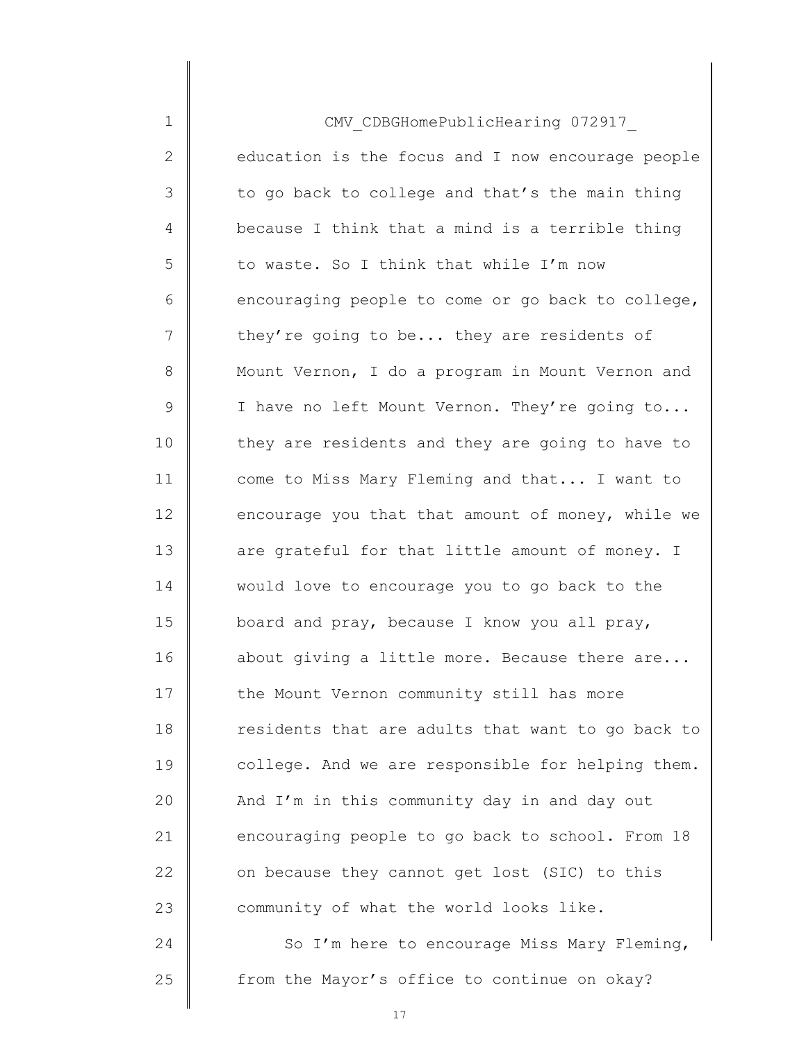education is the focus and I now encourage people to go back to college and that's the main thing because I think that a mind is a terrible thing to waste. So I think that while I'm now encouraging people to come or go back to college, they're going to be... they are residents of Mount Vernon, I do a program in Mount Vernon and I have no left Mount Vernon. They're going to... they are residents and they are going to have to come to Miss Mary Fleming and that... I want to encourage you that that amount of money, while we are grateful for that little amount of money. I would love to encourage you to go back to the board and pray, because I know you all pray, about giving a little more. Because there are... the Mount Vernon community still has more residents that are adults that want to go back to college. And we are responsible for helping them. And I'm in this community day in and day out encouraging people to go back to school. From 18 on because they cannot get lost (SIC) to this community of what the world looks like.

So I'm here to encourage Miss Mary Fleming, from the Mayor's office to continue on okay?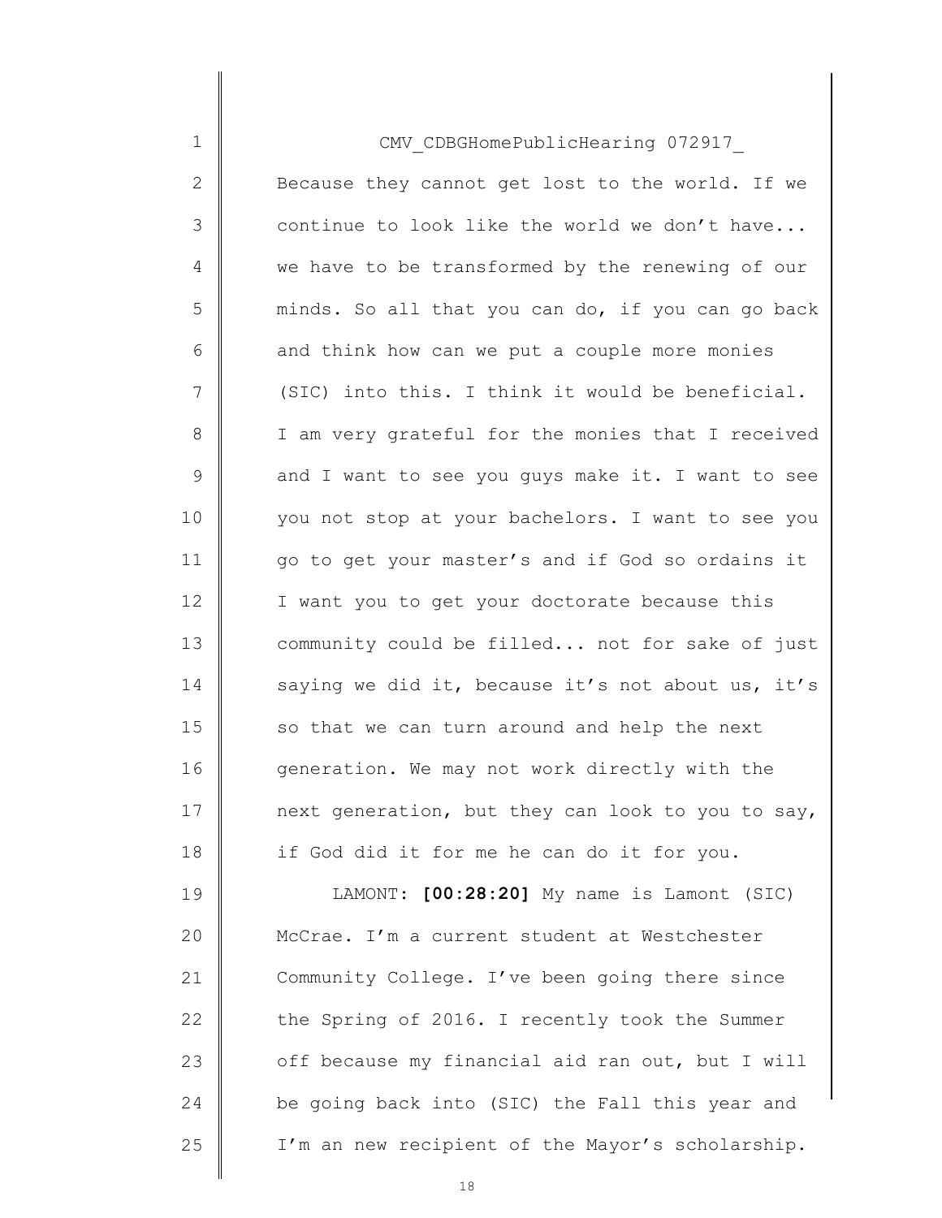Because they cannot get lost to the world. If we continue to look like the world we don't have... we have to be transformed by the renewing of our minds. So all that you can do, if you can go back and think how can we put a couple more monies (SIC) into this. I think it would be beneficial. I am very grateful for the monies that I received and I want to see you guys make it. I want to see you not stop at your bachelors. I want to see you go to get your master's and if God so ordains it I want you to get your doctorate because this community could be filled... not for sake of just saying we did it, because it's not about us, it's so that we can turn around and help the next generation. We may not work directly with the next generation, but they can look to you to say, if God did it for me he can do it for you.

LAMONT: **[00:28:20]** My name is Lamont (SIC) McCrae. I'm a current student at Westchester Community College. I've been going there since the Spring of 2016. I recently took the Summer off because my financial aid ran out, but I will be going back into (SIC) the Fall this year and I'm an new recipient of the Mayor's scholarship.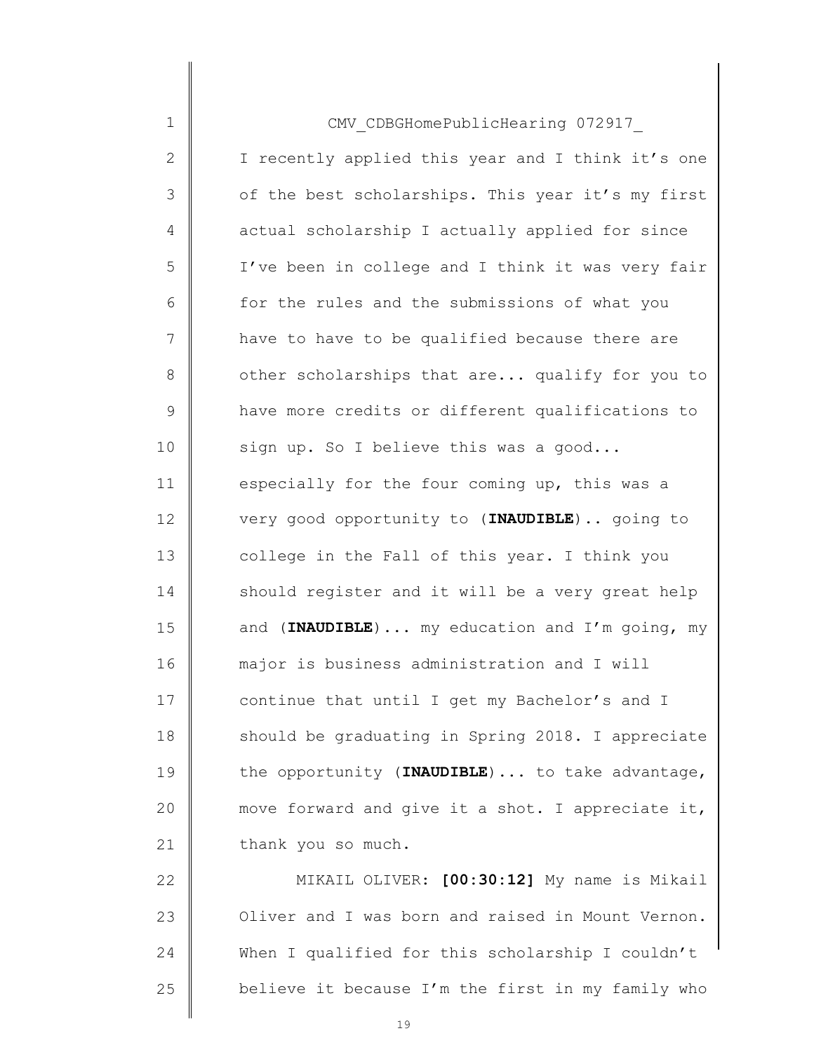I recently applied this year and I think it's one of the best scholarships. This year it's my first actual scholarship I actually applied for since I've been in college and I think it was very fair for the rules and the submissions of what you have to have to be qualified because there are other scholarships that are... qualify for you to have more credits or different qualifications to sign up. So I believe this was a good... especially for the four coming up, this was a very good opportunity to (**INAUDIBLE**).. going to college in the Fall of this year. I think you should register and it will be a very great help and (**INAUDIBLE**)... my education and I'm going, my major is business administration and I will continue that until I get my Bachelor's and I should be graduating in Spring 2018. I appreciate the opportunity (**INAUDIBLE**)... to take advantage, move forward and give it a shot. I appreciate it, thank you so much.

MIKAIL OLIVER: **[00:30:12]** My name is Mikail Oliver and I was born and raised in Mount Vernon. When I qualified for this scholarship I couldn't believe it because I'm the first in my family who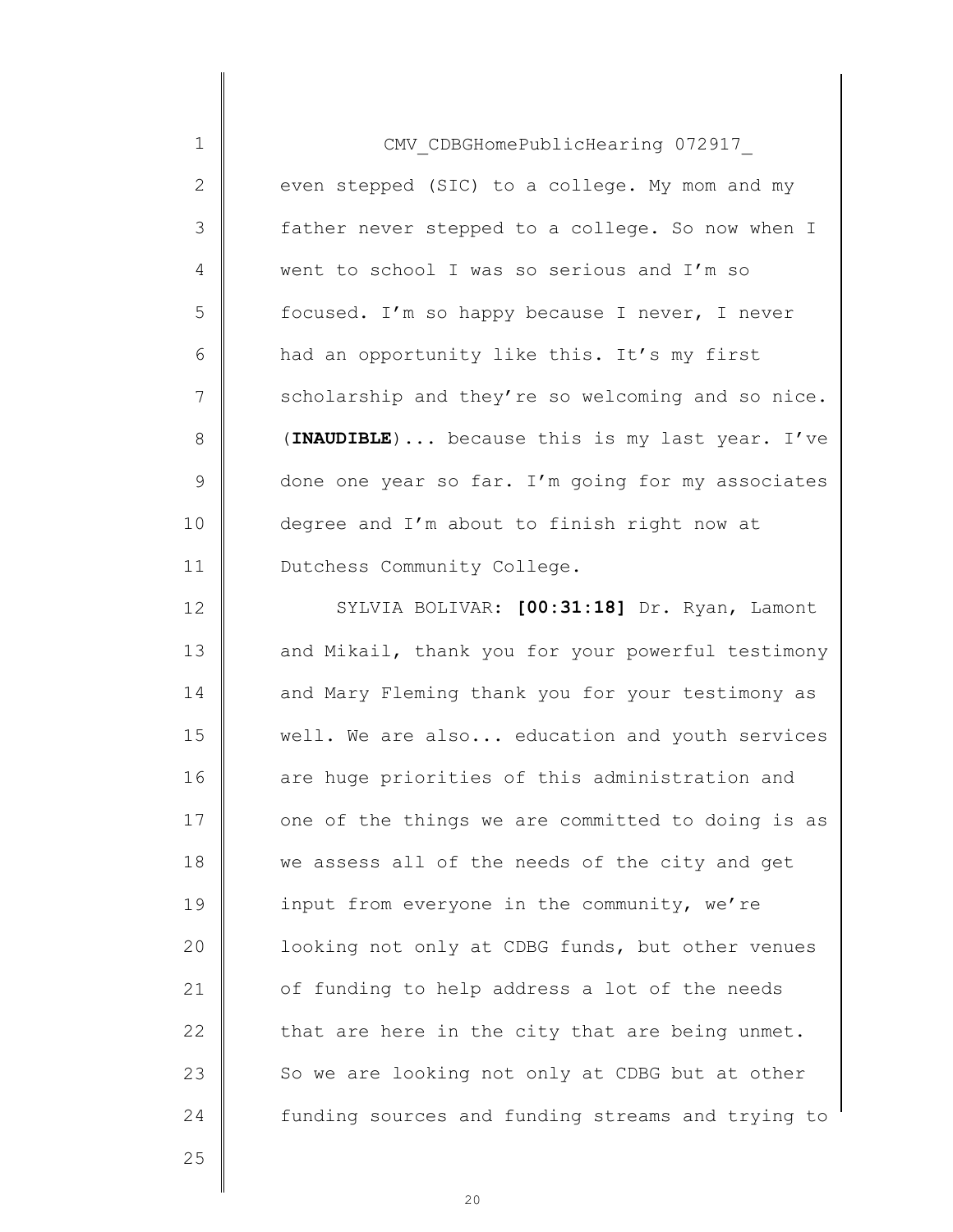even stepped (SIC) to a college. My mom and my father never stepped to a college. So now when I went to school I was so serious and I'm so focused. I'm so happy because I never, I never had an opportunity like this. It's my first scholarship and they're so welcoming and so nice. (**INAUDIBLE**)... because this is my last year. I've done one year so far. I'm going for my associates degree and I'm about to finish right now at Dutchess Community College.

SYLVIA BOLIVAR: **[00:31:18]** Dr. Ryan, Lamont and Mikail, thank you for your powerful testimony and Mary Fleming thank you for your testimony as well. We are also... education and youth services are huge priorities of this administration and one of the things we are committed to doing is as we assess all of the needs of the city and get input from everyone in the community, we're looking not only at CDBG funds, but other venues of funding to help address a lot of the needs that are here in the city that are being unmet. So we are looking not only at CDBG but at other funding sources and funding streams and trying to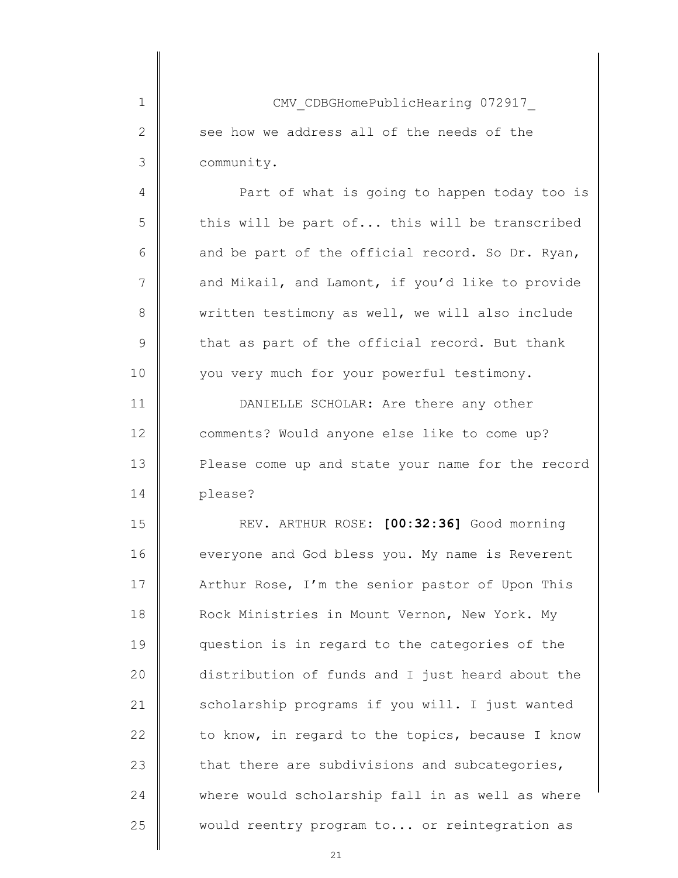see how we address all of the needs of the community.

Part of what is going to happen today too is this will be part of... this will be transcribed and be part of the official record. So Dr. Ryan, and Mikail, and Lamont, if you'd like to provide written testimony as well, we will also include that as part of the official record. But thank you very much for your powerful testimony.

DANIELLE SCHOLAR: Are there any other comments? Would anyone else like to come up? Please come up and state your name for the record please?

REV. ARTHUR ROSE: **[00:32:36]** Good morning everyone and God bless you. My name is Reverent Arthur Rose, I'm the senior pastor of Upon This Rock Ministries in Mount Vernon, New York. My question is in regard to the categories of the distribution of funds and I just heard about the scholarship programs if you will. I just wanted to know, in regard to the topics, because I know that there are subdivisions and subcategories, where would scholarship fall in as well as where would reentry program to... or reintegration as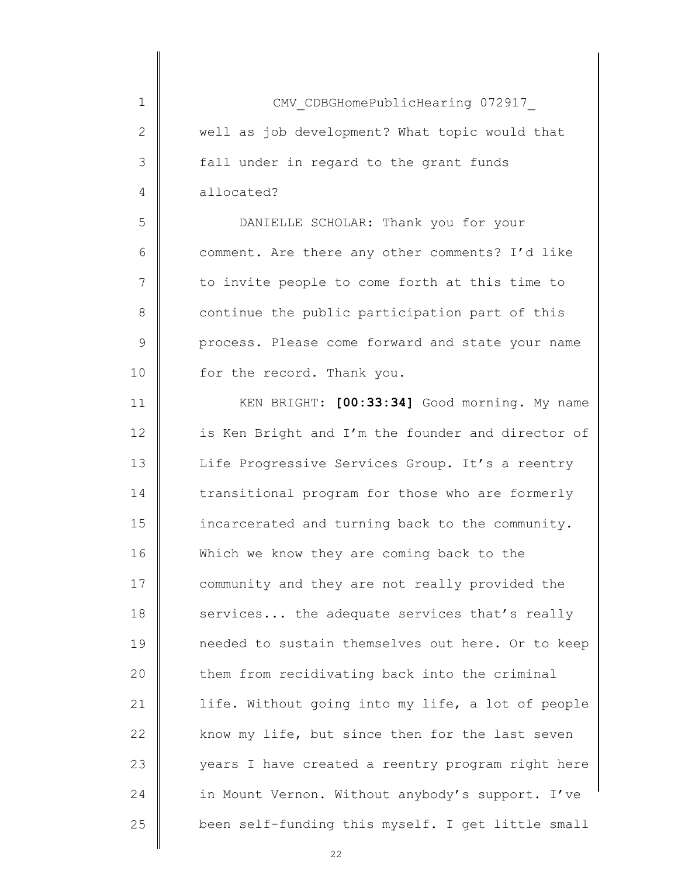well as job development? What topic would that fall under in regard to the grant funds allocated?

DANIELLE SCHOLAR: Thank you for your comment. Are there any other comments? I'd like to invite people to come forth at this time to continue the public participation part of this process. Please come forward and state your name for the record. Thank you.

KEN BRIGHT: **[00:33:34]** Good morning. My name is Ken Bright and I'm the founder and director of Life Progressive Services Group. It's a reentry transitional program for those who are formerly incarcerated and turning back to the community. Which we know they are coming back to the community and they are not really provided the services... the adequate services that's really needed to sustain themselves out here. Or to keep them from recidivating back into the criminal life. Without going into my life, a lot of people know my life, but since then for the last seven years I have created a reentry program right here in Mount Vernon. Without anybody's support. I've been self-funding this myself. I get little small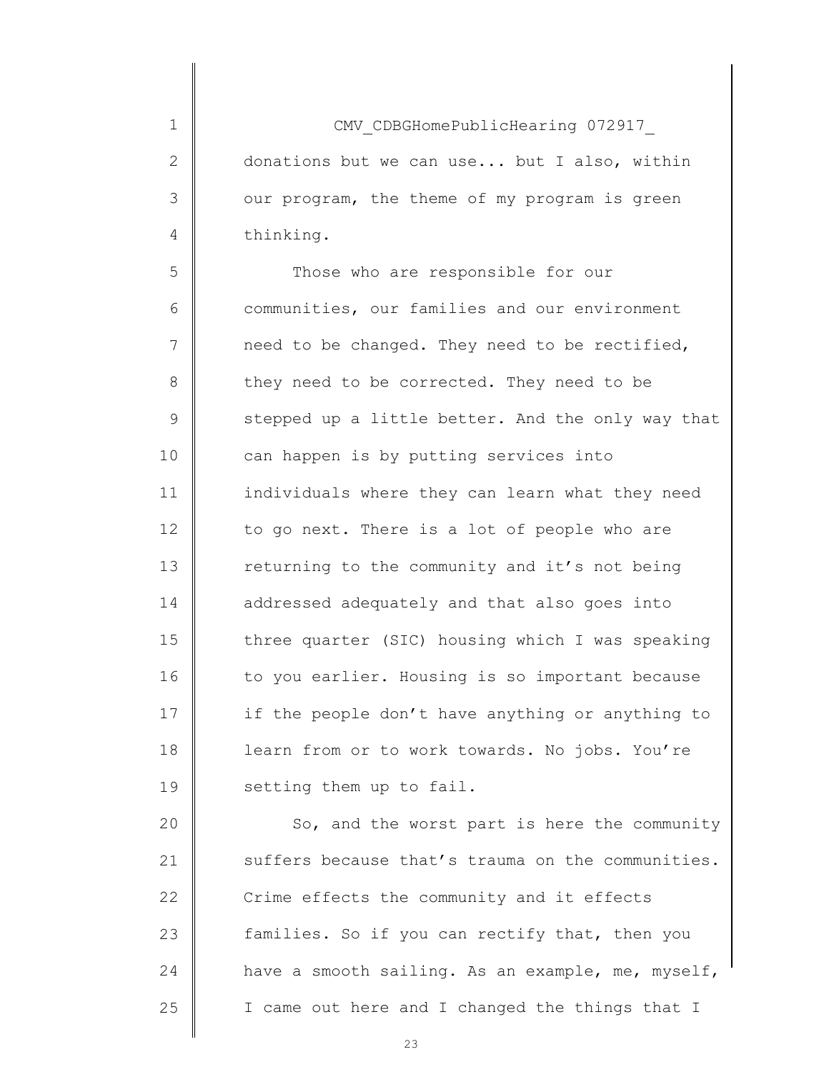donations but we can use... but I also, within our program, the theme of my program is green thinking.

Those who are responsible for our communities, our families and our environment need to be changed. They need to be rectified, they need to be corrected. They need to be stepped up a little better. And the only way that can happen is by putting services into individuals where they can learn what they need to go next. There is a lot of people who are returning to the community and it's not being addressed adequately and that also goes into three quarter (SIC) housing which I was speaking to you earlier. Housing is so important because if the people don't have anything or anything to learn from or to work towards. No jobs. You're setting them up to fail.

So, and the worst part is here the community suffers because that's trauma on the communities. Crime effects the community and it effects families. So if you can rectify that, then you have a smooth sailing. As an example, me, myself, I came out here and I changed the things that I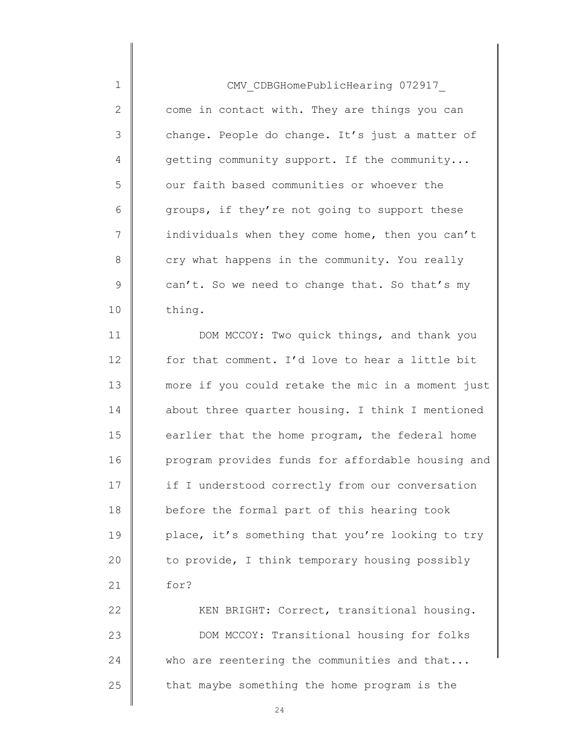come in contact with. They are things you can change. People do change. It's just a matter of getting community support. If the community... our faith based communities or whoever the groups, if they're not going to support these individuals when they come home, then you can't cry what happens in the community. You really can't. So we need to change that. So that's my thing.

DOM MCCOY: Two quick things, and thank you for that comment. I'd love to hear a little bit more if you could retake the mic in a moment just about three quarter housing. I think I mentioned earlier that the home program, the federal home program provides funds for affordable housing and if I understood correctly from our conversation before the formal part of this hearing took place, it's something that you're looking to try to provide, I think temporary housing possibly for?

KEN BRIGHT: Correct, transitional housing.

DOM MCCOY: Transitional housing for folks who are reentering the communities and that... that maybe something the home program is the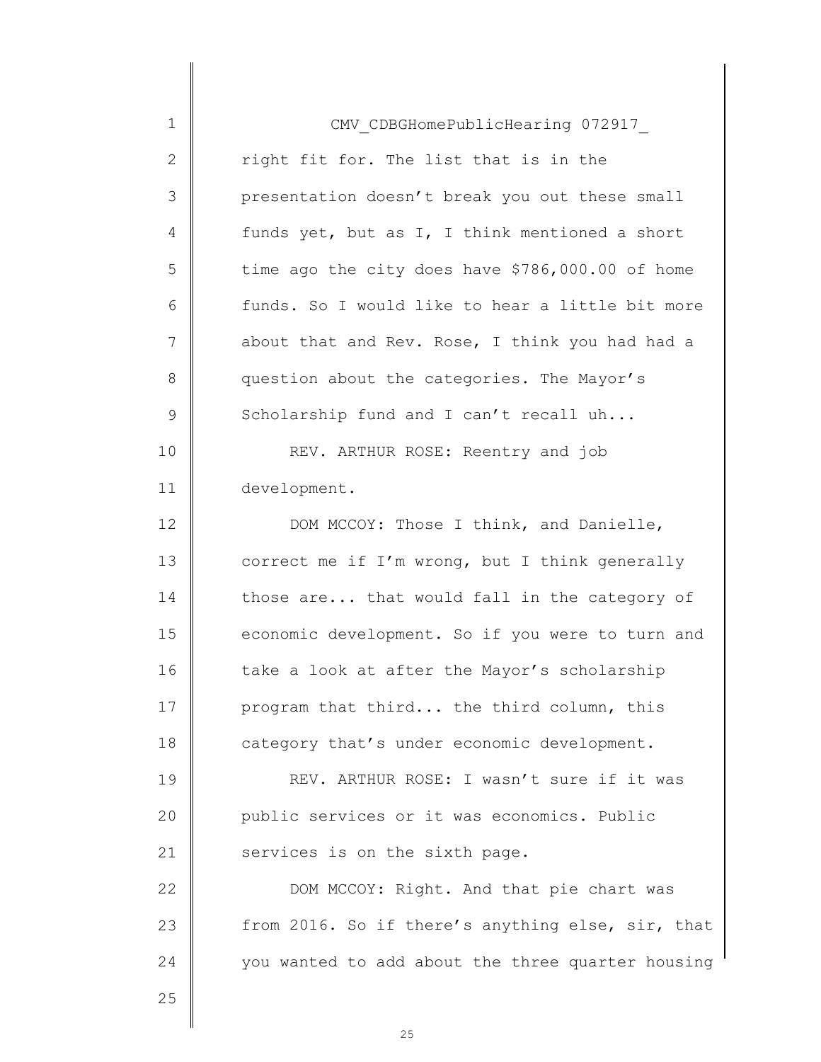CMV_CDBGHomePublicHearing 072917_

right fit for. The list that is in the presentation doesn't break you out these small funds yet, but as I, I think mentioned a short time ago the city does have $786,000.00 of home funds. So I would like to hear a little bit more about that and Rev. Rose, I think you had had a question about the categories. The Mayor's Scholarship fund and I can't recall uh...

REV. ARTHUR ROSE: Reentry and job development.

DOM MCCOY: Those I think, and Danielle, correct me if I'm wrong, but I think generally those are... that would fall in the category of economic development. So if you were to turn and take a look at after the Mayor's scholarship program that third... the third column, this category that's under economic development.

REV. ARTHUR ROSE: I wasn't sure if it was public services or it was economics. Public services is on the sixth page.

DOM MCCOY: Right. And that pie chart was from 2016. So if there's anything else, sir, that you wanted to add about the three quarter housing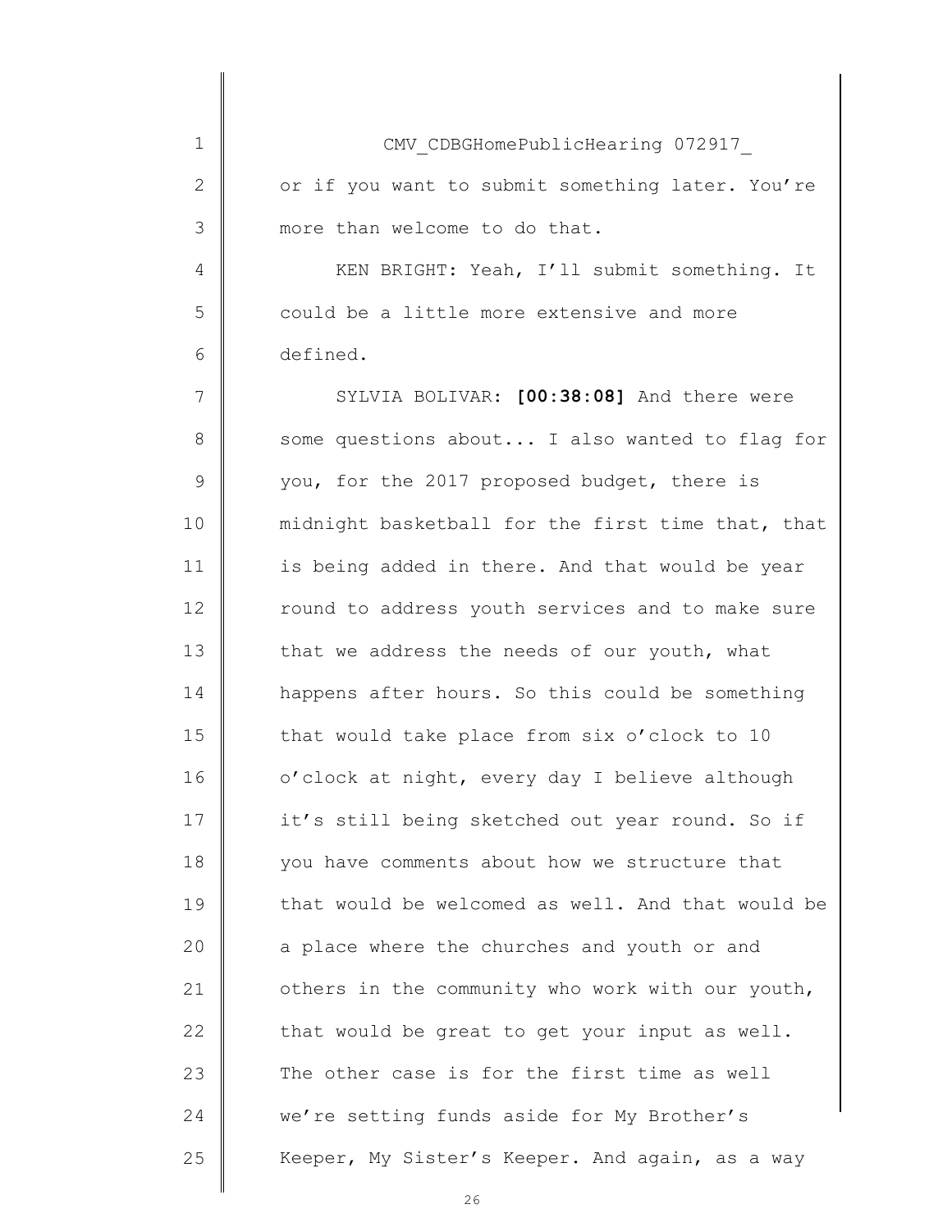or if you want to submit something later. You're more than welcome to do that.

KEN BRIGHT: Yeah, I'll submit something. It could be a little more extensive and more defined.

SYLVIA BOLIVAR: **[00:38:08]** And there were some questions about... I also wanted to flag for you, for the 2017 proposed budget, there is midnight basketball for the first time that, that is being added in there. And that would be year round to address youth services and to make sure that we address the needs of our youth, what happens after hours. So this could be something that would take place from six o'clock to 10 o'clock at night, every day I believe although it's still being sketched out year round. So if you have comments about how we structure that that would be welcomed as well. And that would be a place where the churches and youth or and others in the community who work with our youth, that would be great to get your input as well. The other case is for the first time as well we're setting funds aside for My Brother's Keeper, My Sister's Keeper. And again, as a way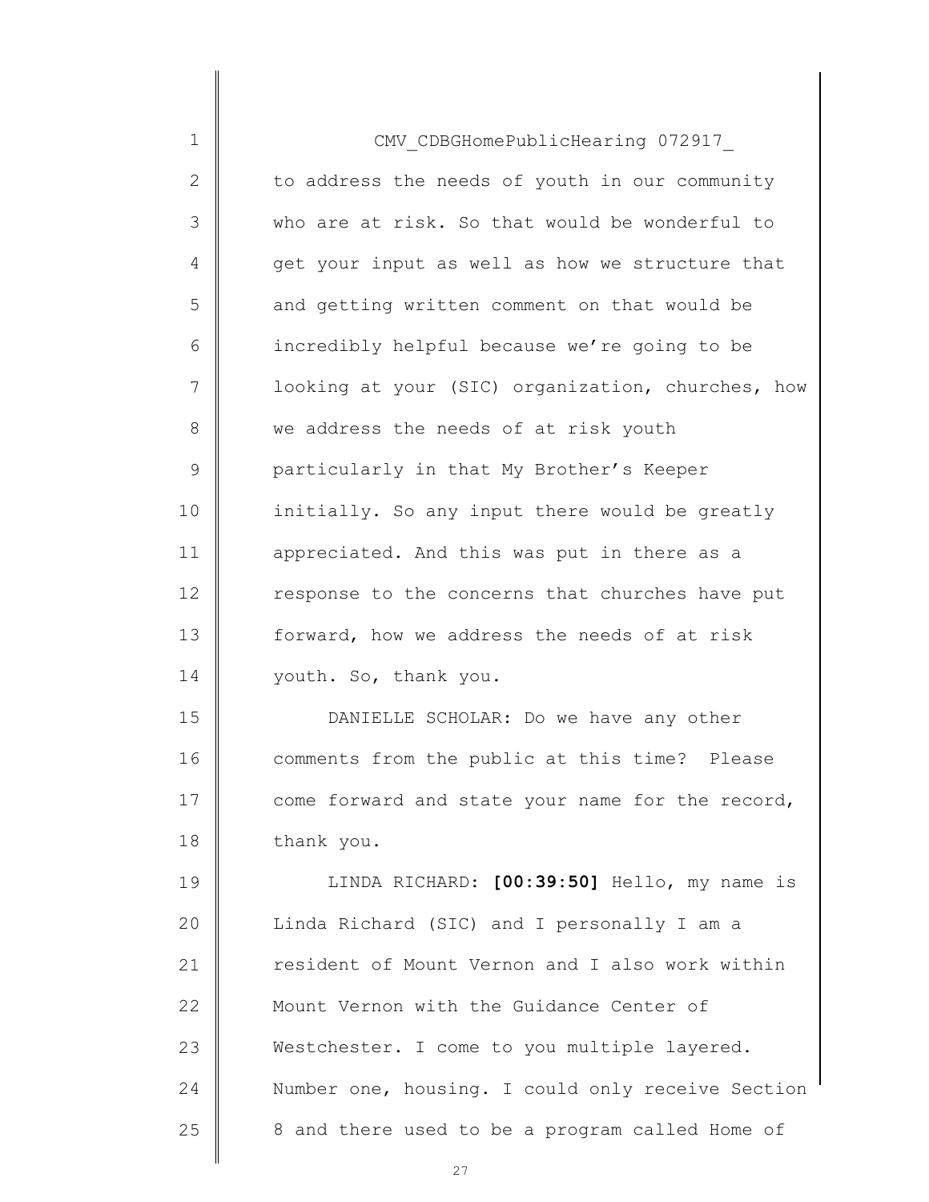to address the needs of youth in our community who are at risk. So that would be wonderful to get your input as well as how we structure that and getting written comment on that would be incredibly helpful because we're going to be looking at your (SIC) organization, churches, how we address the needs of at risk youth particularly in that My Brother's Keeper initially. So any input there would be greatly appreciated. And this was put in there as a response to the concerns that churches have put forward, how we address the needs of at risk youth. So, thank you.

DANIELLE SCHOLAR: Do we have any other comments from the public at this time? Please come forward and state your name for the record, thank you.

LINDA RICHARD: **[00:39:50]** Hello, my name is Linda Richard (SIC) and I personally I am a resident of Mount Vernon and I also work within Mount Vernon with the Guidance Center of Westchester. I come to you multiple layered. Number one, housing. I could only receive Section 8 and there used to be a program called Home of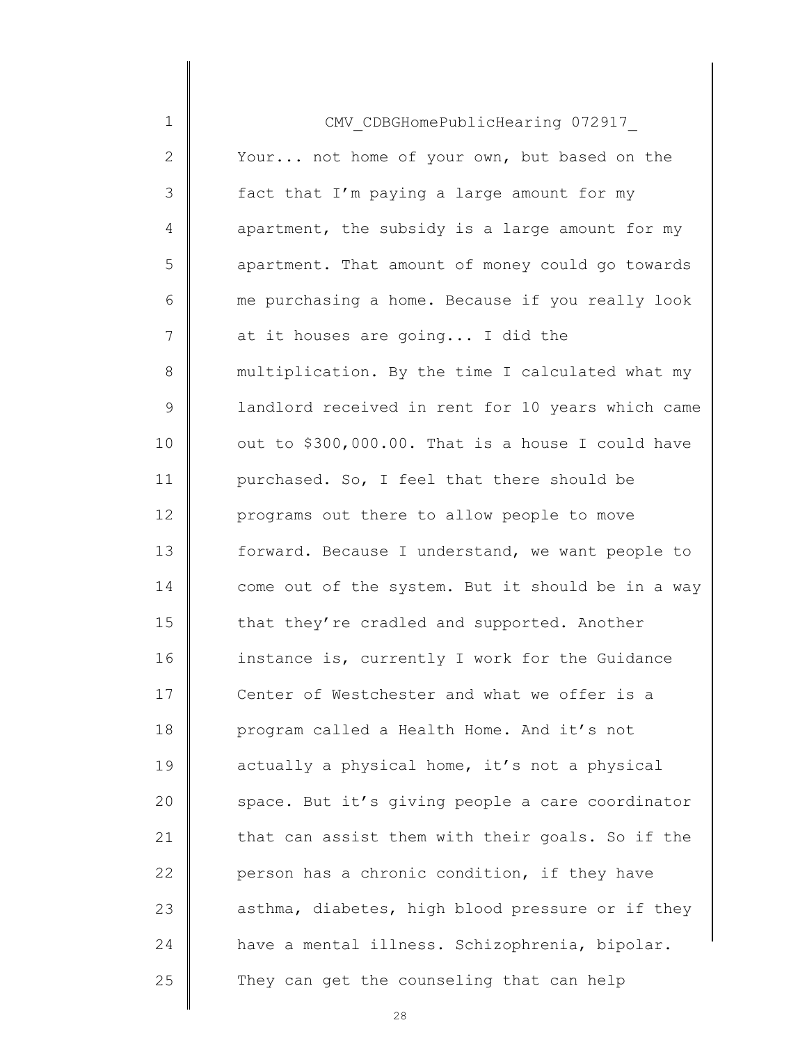Your... not home of your own, but based on the fact that I'm paying a large amount for my apartment, the subsidy is a large amount for my apartment. That amount of money could go towards me purchasing a home. Because if you really look at it houses are going... I did the multiplication. By the time I calculated what my landlord received in rent for 10 years which came out to $300,000.00. That is a house I could have purchased. So, I feel that there should be programs out there to allow people to move forward. Because I understand, we want people to come out of the system. But it should be in a way that they're cradled and supported. Another instance is, currently I work for the Guidance Center of Westchester and what we offer is a program called a Health Home. And it's not actually a physical home, it's not a physical space. But it's giving people a care coordinator that can assist them with their goals. So if the person has a chronic condition, if they have asthma, diabetes, high blood pressure or if they have a mental illness. Schizophrenia, bipolar. They can get the counseling that can help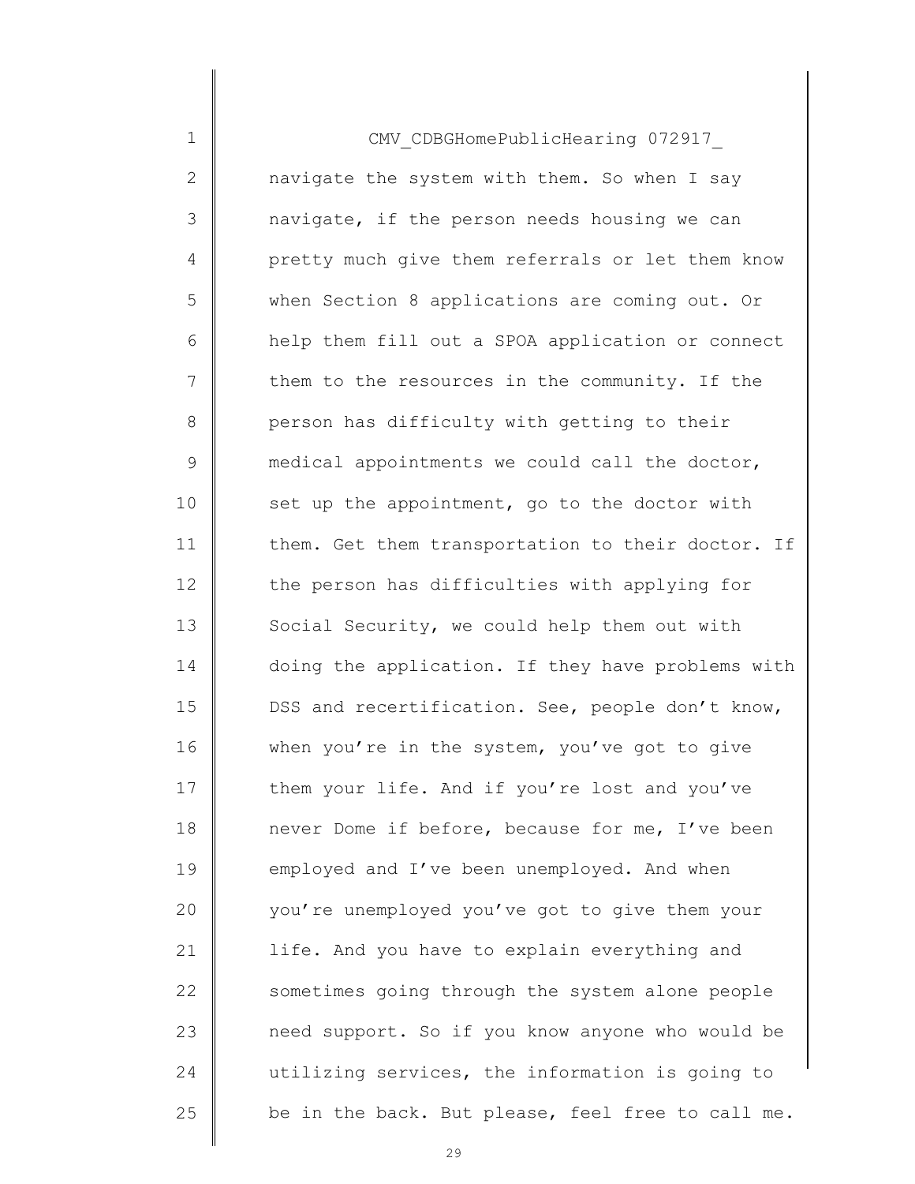navigate the system with them. So when I say navigate, if the person needs housing we can pretty much give them referrals or let them know when Section 8 applications are coming out. Or help them fill out a SPOA application or connect them to the resources in the community. If the person has difficulty with getting to their medical appointments we could call the doctor, set up the appointment, go to the doctor with them. Get them transportation to their doctor. If the person has difficulties with applying for Social Security, we could help them out with doing the application. If they have problems with DSS and recertification. See, people don't know, when you're in the system, you've got to give them your life. And if you're lost and you've never Dome if before, because for me, I've been employed and I've been unemployed. And when you're unemployed you've got to give them your life. And you have to explain everything and sometimes going through the system alone people need support. So if you know anyone who would be utilizing services, the information is going to be in the back. But please, feel free to call me.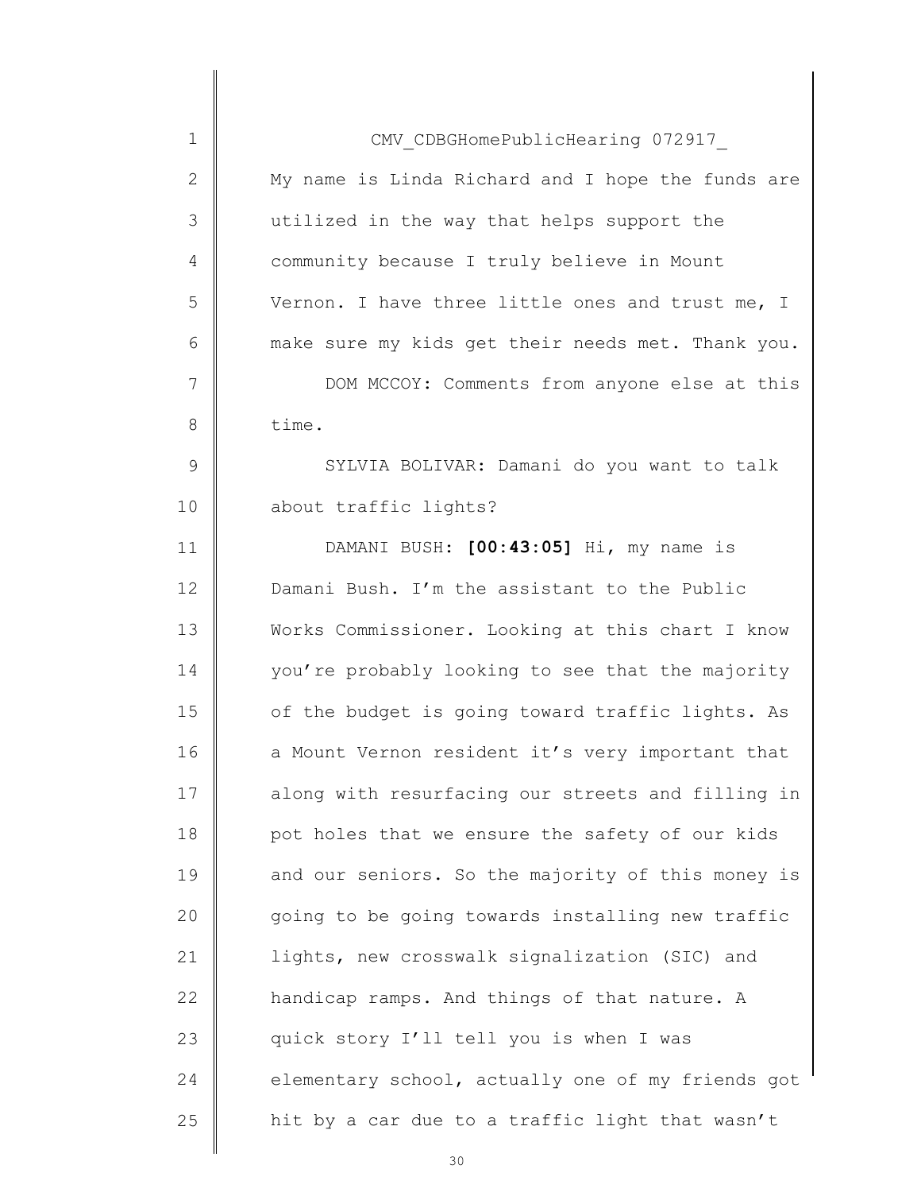CMV_CDBGHomePublicHearing 072917_

My name is Linda Richard and I hope the funds are utilized in the way that helps support the community because I truly believe in Mount Vernon. I have three little ones and trust me, I make sure my kids get their needs met. Thank you.

DOM MCCOY: Comments from anyone else at this time.

SYLVIA BOLIVAR: Damani do you want to talk about traffic lights?

DAMANI BUSH: **[00:43:05]** Hi, my name is Damani Bush. I'm the assistant to the Public Works Commissioner. Looking at this chart I know you're probably looking to see that the majority of the budget is going toward traffic lights. As a Mount Vernon resident it's very important that along with resurfacing our streets and filling in pot holes that we ensure the safety of our kids and our seniors. So the majority of this money is going to be going towards installing new traffic lights, new crosswalk signalization (SIC) and handicap ramps. And things of that nature. A quick story I'll tell you is when I was elementary school, actually one of my friends got hit by a car due to a traffic light that wasn't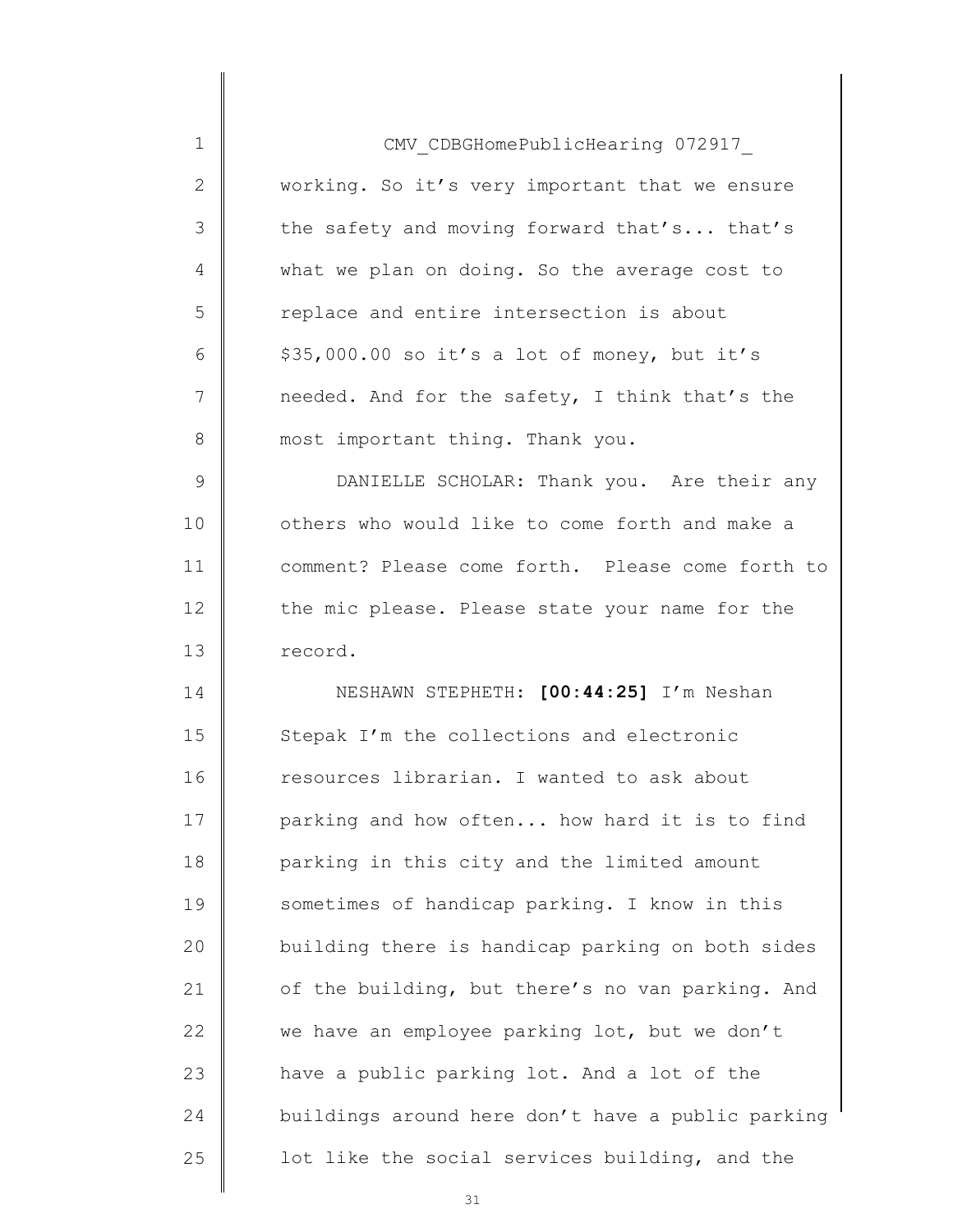working. So it's very important that we ensure the safety and moving forward that's... that's what we plan on doing. So the average cost to replace and entire intersection is about $35,000.00 so it's a lot of money, but it's needed. And for the safety, I think that's the most important thing. Thank you.

DANIELLE SCHOLAR: Thank you. Are their any others who would like to come forth and make a comment? Please come forth. Please come forth to the mic please. Please state your name for the record.

NESHAWN STEPHETH: **[00:44:25]** I'm Neshan Stepak I'm the collections and electronic resources librarian. I wanted to ask about parking and how often... how hard it is to find parking in this city and the limited amount sometimes of handicap parking. I know in this building there is handicap parking on both sides of the building, but there's no van parking. And we have an employee parking lot, but we don't have a public parking lot. And a lot of the buildings around here don't have a public parking lot like the social services building, and the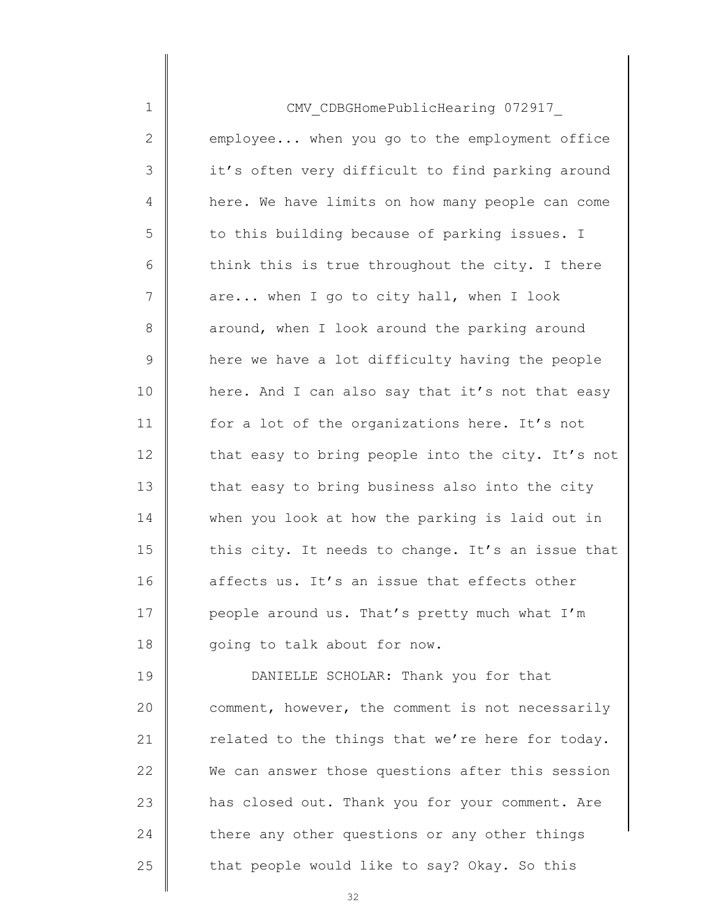employee... when you go to the employment office it's often very difficult to find parking around here. We have limits on how many people can come to this building because of parking issues. I think this is true throughout the city. I there are... when I go to city hall, when I look around, when I look around the parking around here we have a lot difficulty having the people here. And I can also say that it's not that easy for a lot of the organizations here. It's not that easy to bring people into the city. It's not that easy to bring business also into the city when you look at how the parking is laid out in this city. It needs to change. It's an issue that affects us. It's an issue that effects other people around us. That's pretty much what I'm going to talk about for now.

DANIELLE SCHOLAR: Thank you for that comment, however, the comment is not necessarily related to the things that we're here for today. We can answer those questions after this session has closed out. Thank you for your comment. Are there any other questions or any other things that people would like to say? Okay. So this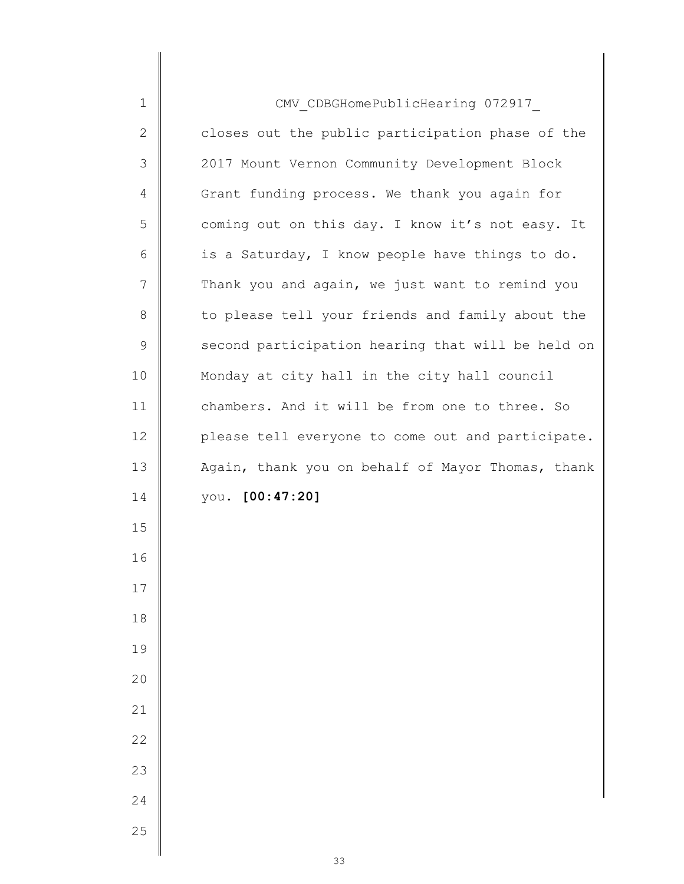closes out the public participation phase of the 2017 Mount Vernon Community Development Block Grant funding process. We thank you again for coming out on this day. I know it's not easy. It is a Saturday, I know people have things to do. Thank you and again, we just want to remind you to please tell your friends and family about the second participation hearing that will be held on Monday at city hall in the city hall council chambers. And it will be from one to three. So please tell everyone to come out and participate. Again, thank you on behalf of Mayor Thomas, thank you. **[00:47:20]**